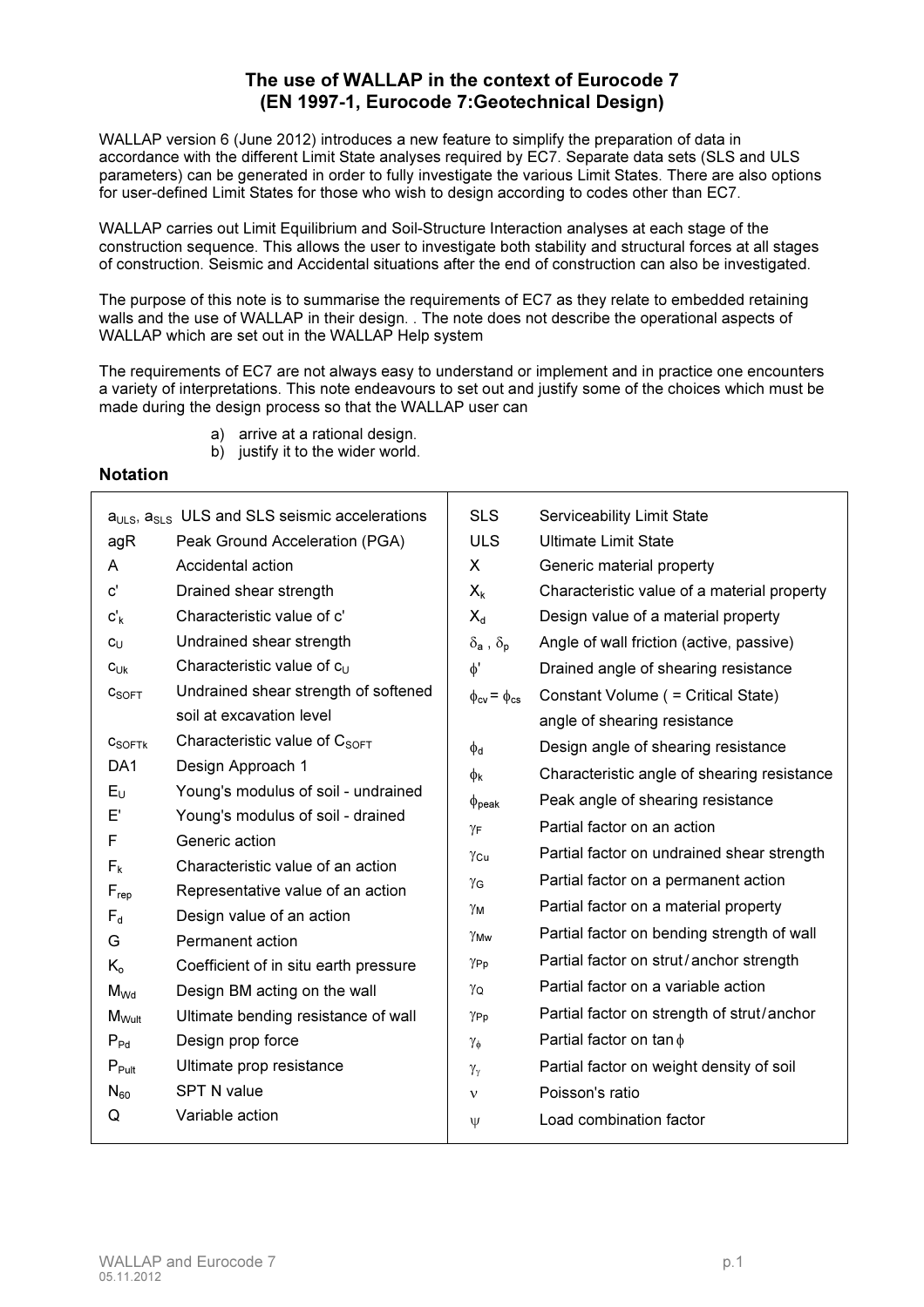# The use of WALLAP in the context of Eurocode 7
# (EN 1997-1, Eurocode 7:Geotechnical Design)

WALLAP version 6 (June 2012) introduces a new feature to simplify the preparation of data in accordance with the different Limit State analyses required by EC7. Separate data sets (SLS and ULS parameters) can be generated in order to fully investigate the various Limit States. There are also options for user-defined Limit States for those who wish to design according to codes other than EC7.

WALLAP carries out Limit Equilibrium and Soil-Structure Interaction analyses at each stage of the construction sequence. This allows the user to investigate both stability and structural forces at all stages of construction. Seismic and Accidental situations after the end of construction can also be investigated.

The purpose of this note is to summarise the requirements of EC7 as they relate to embedded retaining walls and the use of WALLAP in their design. . The note does not describe the operational aspects of WALLAP which are set out in the WALLAP Help system

The requirements of EC7 are not always easy to understand or implement and in practice one encounters a variety of interpretations. This note endeavours to set out and justify some of the choices which must be made during the design process so that the WALLAP user can

a) arrive at a rational design.
b) justify it to the wider world.

### Notation

| Symbol | Description | Symbol | Description |
|---|---|---|---|
| $a_{ULS}$, $a_{SLS}$ | ULS and SLS seismic accelerations | SLS | Serviceability Limit State |
| agR | Peak Ground Acceleration (PGA) | ULS | Ultimate Limit State |
| A | Accidental action | X | Generic material property |
| c' | Drained shear strength | $X_k$ | Characteristic value of a material property |
| $c'_k$ | Characteristic value of c' | $X_d$ | Design value of a material property |
| $c_U$ | Undrained shear strength | $\delta_a$ , $\delta_p$ | Angle of wall friction (active, passive) |
| $c_{Uk}$ | Characteristic value of $c_U$ | $\phi'$ | Drained angle of shearing resistance |
| $c_{SOFT}$ | Undrained shear strength of softened soil at excavation level | $\phi_{cv} = \phi_{cs}$ | Constant Volume ( = Critical State) angle of shearing resistance |
| $c_{SOFTk}$ | Characteristic value of $C_{SOFT}$ | $\phi_d$ | Design angle of shearing resistance |
| DA1 | Design Approach 1 | $\phi_k$ | Characteristic angle of shearing resistance |
| $E_U$ | Young's modulus of soil - undrained | $\phi_{peak}$ | Peak angle of shearing resistance |
| E' | Young's modulus of soil - drained | $\gamma_F$ | Partial factor on an action |
| F | Generic action | $\gamma_{Cu}$ | Partial factor on undrained shear strength |
| $F_k$ | Characteristic value of an action | $\gamma_G$ | Partial factor on a permanent action |
| $F_{rep}$ | Representative value of an action | $\gamma_M$ | Partial factor on a material property |
| $F_d$ | Design value of an action | $\gamma_{Mw}$ | Partial factor on bending strength of wall |
| G | Permanent action | $\gamma_{Pp}$ | Partial factor on strut / anchor strength |
| $K_o$ | Coefficient of in situ earth pressure | $\gamma_Q$ | Partial factor on a variable action |
| $M_{Wd}$ | Design BM acting on the wall | $\gamma_{Pp}$ | Partial factor on strength of strut / anchor |
| $M_{Wult}$ | Ultimate bending resistance of wall | $\gamma_\phi$ | Partial factor on tan $\phi$ |
| $P_{Pd}$ | Design prop force | $\gamma_\gamma$ | Partial factor on weight density of soil |
| $P_{Pult}$ | Ultimate prop resistance | $\nu$ | Poisson's ratio |
| $N_{60}$ | SPT N value | $\psi$ | Load combination factor |
| Q | Variable action | | |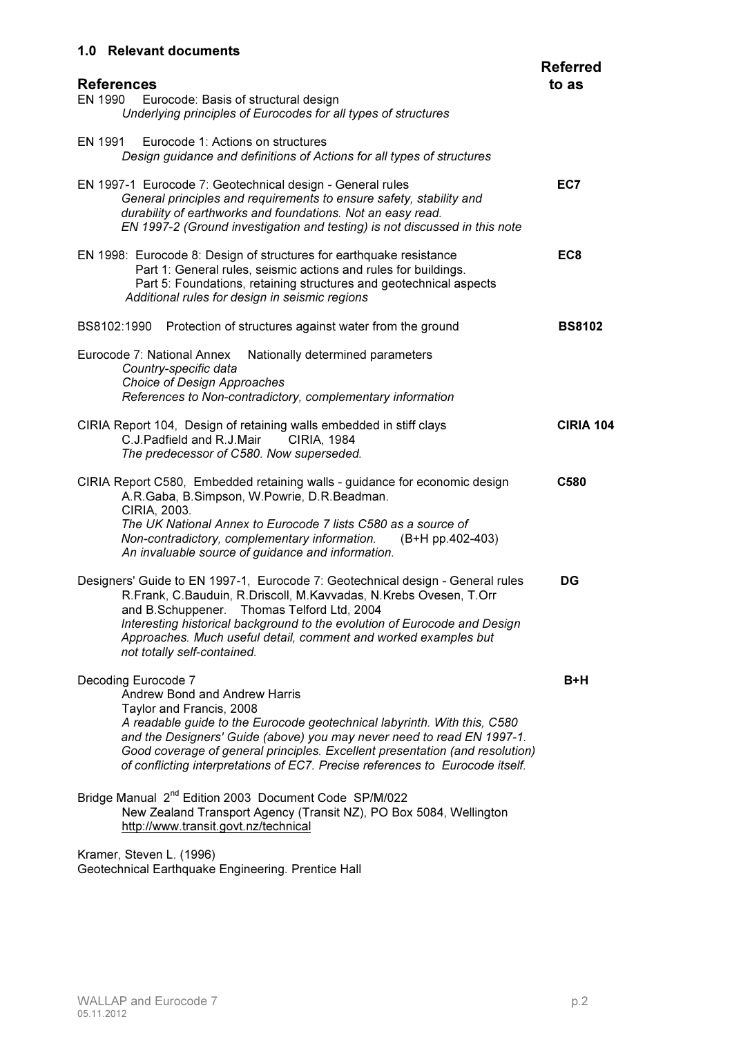## 1.0 Relevant documents

| References | Referred to as |
|---|---|
| EN 1990 Eurocode: Basis of structural design<br>*Underlying principles of Eurocodes for all types of structures* | |
| EN 1991 Eurocode 1: Actions on structures<br>*Design guidance and definitions of Actions for all types of structures* | |
| EN 1997-1 Eurocode 7: Geotechnical design - General rules<br>*General principles and requirements to ensure safety, stability and durability of earthworks and foundations. Not an easy read.*<br>*EN 1997-2 (Ground investigation and testing) is not discussed in this note* | **EC7** |
| EN 1998: Eurocode 8: Design of structures for earthquake resistance<br>Part 1: General rules, seismic actions and rules for buildings.<br>Part 5: Foundations, retaining structures and geotechnical aspects<br>*Additional rules for design in seismic regions* | **EC8** |
| BS8102:1990 Protection of structures against water from the ground | **BS8102** |
| Eurocode 7: National Annex Nationally determined parameters<br>*Country-specific data*<br>*Choice of Design Approaches*<br>*References to Non-contradictory, complementary information* | |
| CIRIA Report 104, Design of retaining walls embedded in stiff clays<br>C.J.Padfield and R.J.Mair CIRIA, 1984<br>*The predecessor of C580. Now superseded.* | **CIRIA 104** |
| CIRIA Report C580, Embedded retaining walls - guidance for economic design<br>A.R.Gaba, B.Simpson, W.Powrie, D.R.Beadman.<br>CIRIA, 2003.<br>*The UK National Annex to Eurocode 7 lists C580 as a source of Non-contradictory, complementary information.* (B+H pp.402-403)<br>*An invaluable source of guidance and information.* | **C580** |
| Designers' Guide to EN 1997-1, Eurocode 7: Geotechnical design - General rules<br>R.Frank, C.Bauduin, R.Driscoll, M.Kavvadas, N.Krebs Ovesen, T.Orr and B.Schuppener. Thomas Telford Ltd, 2004<br>*Interesting historical background to the evolution of Eurocode and Design Approaches. Much useful detail, comment and worked examples but not totally self-contained.* | **DG** |
| Decoding Eurocode 7<br>Andrew Bond and Andrew Harris<br>Taylor and Francis, 2008<br>*A readable guide to the Eurocode geotechnical labyrinth. With this, C580 and the Designers' Guide (above) you may never need to read EN 1997-1. Good coverage of general principles. Excellent presentation (and resolution) of conflicting interpretations of EC7. Precise references to Eurocode itself.* | **B+H** |
| Bridge Manual 2nd Edition 2003 Document Code SP/M/022<br>New Zealand Transport Agency (Transit NZ), PO Box 5084, Wellington<br>http://www.transit.govt.nz/technical | |
| Kramer, Steven L. (1996)<br>Geotechnical Earthquake Engineering. Prentice Hall | |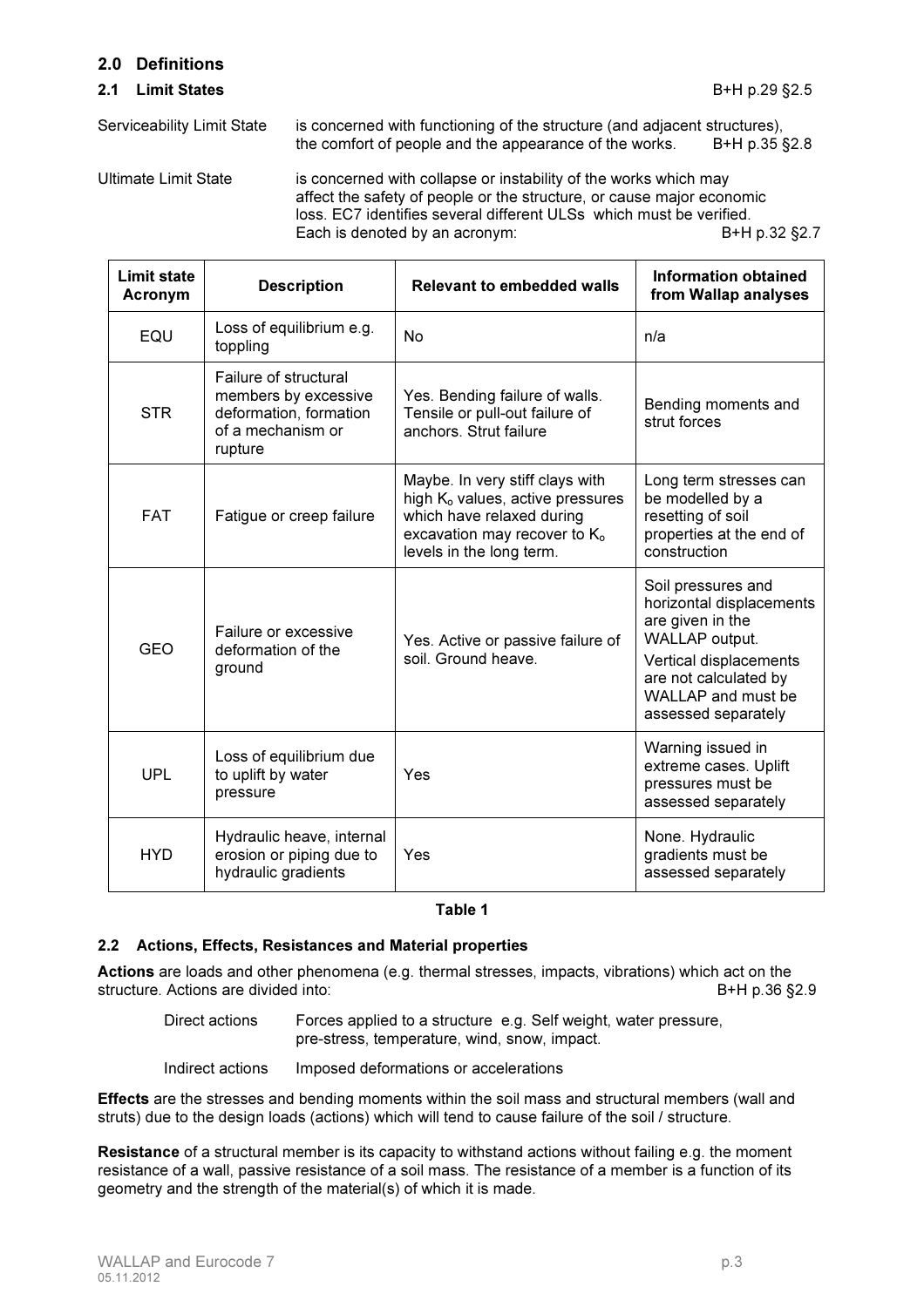## 2.0 Definitions

### 2.1 Limit States

B+H p.29 §2.5

Serviceability Limit State — is concerned with functioning of the structure (and adjacent structures), the comfort of people and the appearance of the works. B+H p.35 §2.8

Ultimate Limit State — is concerned with collapse or instability of the works which may affect the safety of people or the structure, or cause major economic loss. EC7 identifies several different ULSs which must be verified. Each is denoted by an acronym: B+H p.32 §2.7

| Limit state Acronym | Description | Relevant to embedded walls | Information obtained from Wallap analyses |
|---|---|---|---|
| EQU | Loss of equilibrium e.g. toppling | No | n/a |
| STR | Failure of structural members by excessive deformation, formation of a mechanism or rupture | Yes. Bending failure of walls. Tensile or pull-out failure of anchors. Strut failure | Bending moments and strut forces |
| FAT | Fatigue or creep failure | Maybe. In very stiff clays with high $K_o$ values, active pressures which have relaxed during excavation may recover to $K_o$ levels in the long term. | Long term stresses can be modelled by a resetting of soil properties at the end of construction |
| GEO | Failure or excessive deformation of the ground | Yes. Active or passive failure of soil. Ground heave. | Soil pressures and horizontal displacements are given in the WALLAP output. Vertical displacements are not calculated by WALLAP and must be assessed separately |
| UPL | Loss of equilibrium due to uplift by water pressure | Yes | Warning issued in extreme cases. Uplift pressures must be assessed separately |
| HYD | Hydraulic heave, internal erosion or piping due to hydraulic gradients | Yes | None. Hydraulic gradients must be assessed separately |

**Table 1**

### 2.2 Actions, Effects, Resistances and Material properties

**Actions** are loads and other phenomena (e.g. thermal stresses, impacts, vibrations) which act on the structure. Actions are divided into: B+H p.36 §2.9

Direct actions — Forces applied to a structure e.g. Self weight, water pressure, pre-stress, temperature, wind, snow, impact.

Indirect actions — Imposed deformations or accelerations

**Effects** are the stresses and bending moments within the soil mass and structural members (wall and struts) due to the design loads (actions) which will tend to cause failure of the soil / structure.

**Resistance** of a structural member is its capacity to withstand actions without failing e.g. the moment resistance of a wall, passive resistance of a soil mass. The resistance of a member is a function of its geometry and the strength of the material(s) of which it is made.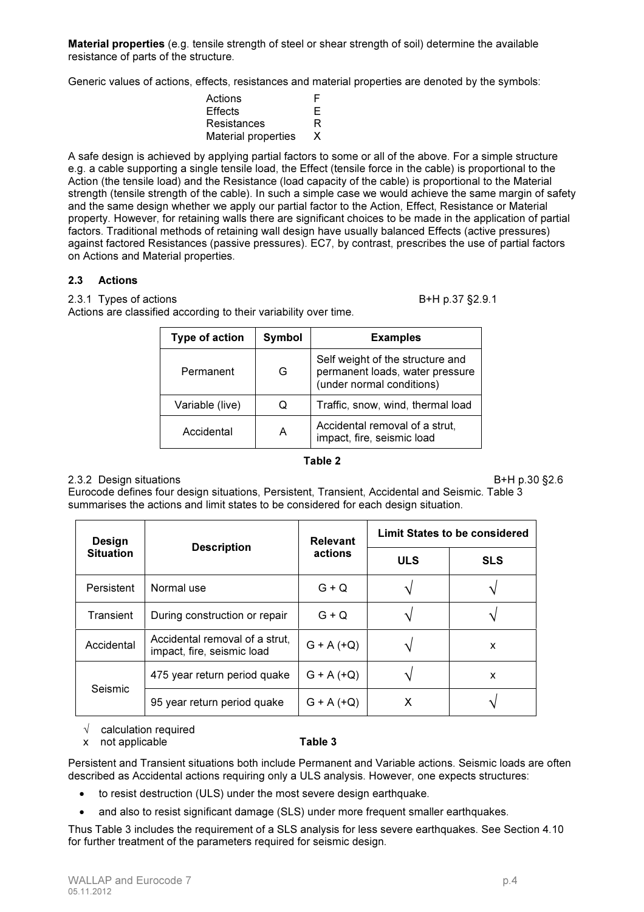**Material properties** (e.g. tensile strength of steel or shear strength of soil) determine the available resistance of parts of the structure.

Generic values of actions, effects, resistances and material properties are denoted by the symbols:

| | |
|---|---|
| Actions | F |
| Effects | E |
| Resistances | R |
| Material properties | X |

A safe design is achieved by applying partial factors to some or all of the above. For a simple structure e.g. a cable supporting a single tensile load, the Effect (tensile force in the cable) is proportional to the Action (the tensile load) and the Resistance (load capacity of the cable) is proportional to the Material strength (tensile strength of the cable). In such a simple case we would achieve the same margin of safety and the same design whether we apply our partial factor to the Action, Effect, Resistance or Material property. However, for retaining walls there are significant choices to be made in the application of partial factors. Traditional methods of retaining wall design have usually balanced Effects (active pressures) against factored Resistances (passive pressures). EC7, by contrast, prescribes the use of partial factors on Actions and Material properties.

### 2.3 Actions

2.3.1 Types of actions B+H p.37 §2.9.1

Actions are classified according to their variability over time.

| Type of action | Symbol | Examples |
|---|---|---|
| Permanent | G | Self weight of the structure and permanent loads, water pressure (under normal conditions) |
| Variable (live) | Q | Traffic, snow, wind, thermal load |
| Accidental | A | Accidental removal of a strut, impact, fire, seismic load |

**Table 2**

2.3.2 Design situations B+H p.30 §2.6

Eurocode defines four design situations, Persistent, Transient, Accidental and Seismic. Table 3 summarises the actions and limit states to be considered for each design situation.

| Design Situation | Description | Relevant actions | Limit States to be considered | |
|---|---|---|---|---|
| | | | ULS | SLS |
| Persistent | Normal use | G + Q | √ | √ |
| Transient | During construction or repair | G + Q | √ | √ |
| Accidental | Accidental removal of a strut, impact, fire, seismic load | G + A (+Q) | √ | x |
| Seismic | 475 year return period quake | G + A (+Q) | √ | x |
| | 95 year return period quake | G + A (+Q) | X | √ |

√ calculation required
x not applicable

**Table 3**

Persistent and Transient situations both include Permanent and Variable actions. Seismic loads are often described as Accidental actions requiring only a ULS analysis. However, one expects structures:

- to resist destruction (ULS) under the most severe design earthquake.
- and also to resist significant damage (SLS) under more frequent smaller earthquakes.

Thus Table 3 includes the requirement of a SLS analysis for less severe earthquakes. See Section 4.10 for further treatment of the parameters required for seismic design.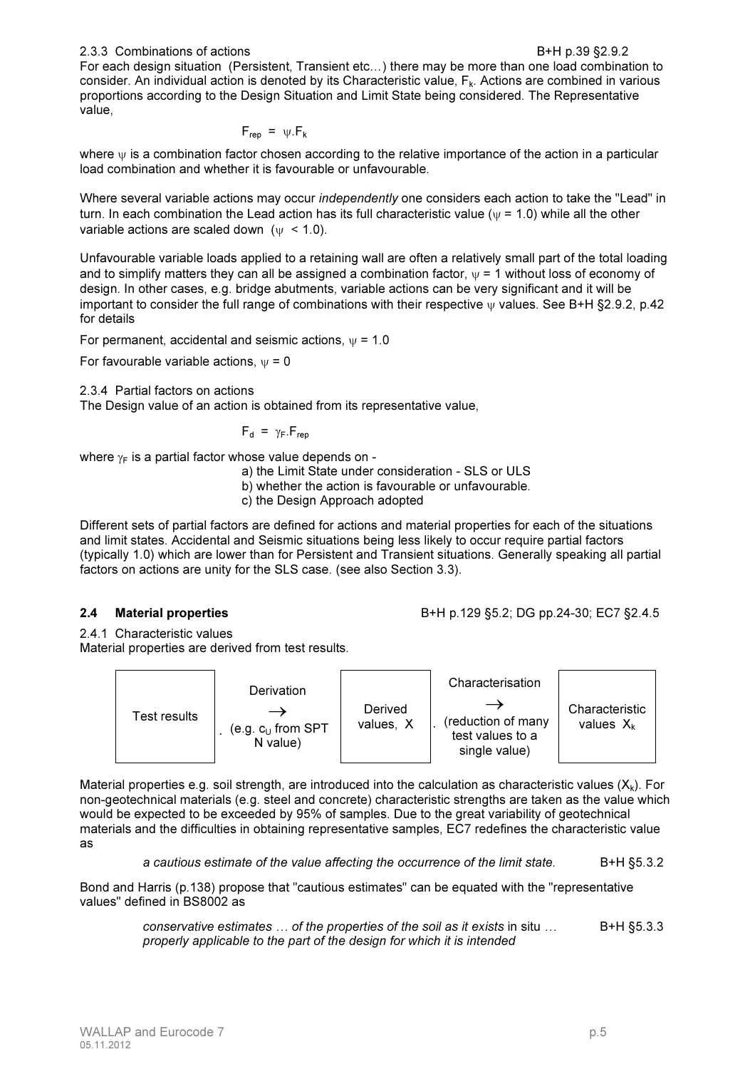2.3.3 Combinations of actions B+H p.39 §2.9.2

For each design situation (Persistent, Transient etc…) there may be more than one load combination to consider. An individual action is denoted by its Characteristic value, $F_k$. Actions are combined in various proportions according to the Design Situation and Limit State being considered. The Representative value,

$$F_{rep} = \psi.F_k$$

where $\psi$ is a combination factor chosen according to the relative importance of the action in a particular load combination and whether it is favourable or unfavourable.

Where several variable actions may occur *independently* one considers each action to take the "Lead" in turn. In each combination the Lead action has its full characteristic value ($\psi$ = 1.0) while all the other variable actions are scaled down ($\psi$ < 1.0).

Unfavourable variable loads applied to a retaining wall are often a relatively small part of the total loading and to simplify matters they can all be assigned a combination factor, $\psi$ = 1 without loss of economy of design. In other cases, e.g. bridge abutments, variable actions can be very significant and it will be important to consider the full range of combinations with their respective $\psi$ values. See B+H §2.9.2, p.42 for details

For permanent, accidental and seismic actions, $\psi$ = 1.0

For favourable variable actions, $\psi$ = 0

2.3.4 Partial factors on actions

The Design value of an action is obtained from its representative value,

$$F_d = \gamma_F.F_{rep}$$

where $\gamma_F$ is a partial factor whose value depends on -

a) the Limit State under consideration - SLS or ULS
b) whether the action is favourable or unfavourable.
c) the Design Approach adopted

Different sets of partial factors are defined for actions and material properties for each of the situations and limit states. Accidental and Seismic situations being less likely to occur require partial factors (typically 1.0) which are lower than for Persistent and Transient situations. Generally speaking all partial factors on actions are unity for the SLS case. (see also Section 3.3).

## 2.4 Material properties

B+H p.129 §5.2; DG pp.24-30; EC7 §2.4.5

2.4.1 Characteristic values

Material properties are derived from test results.

| Test results | Derivation → (e.g. $c_U$ from SPT N value) | Derived values, X | Characterisation → (reduction of many test values to a single value) | Characteristic values $X_k$ |
|---|---|---|---|---|

Material properties e.g. soil strength, are introduced into the calculation as characteristic values ($X_k$). For non-geotechnical materials (e.g. steel and concrete) characteristic strengths are taken as the value which would be expected to be exceeded by 95% of samples. Due to the great variability of geotechnical materials and the difficulties in obtaining representative samples, EC7 redefines the characteristic value as

*a cautious estimate of the value affecting the occurrence of the limit state.* B+H §5.3.2

Bond and Harris (p.138) propose that "cautious estimates" can be equated with the "representative values" defined in BS8002 as

*conservative estimates … of the properties of the soil as it exists* in situ *… properly applicable to the part of the design for which it is intended* B+H §5.3.3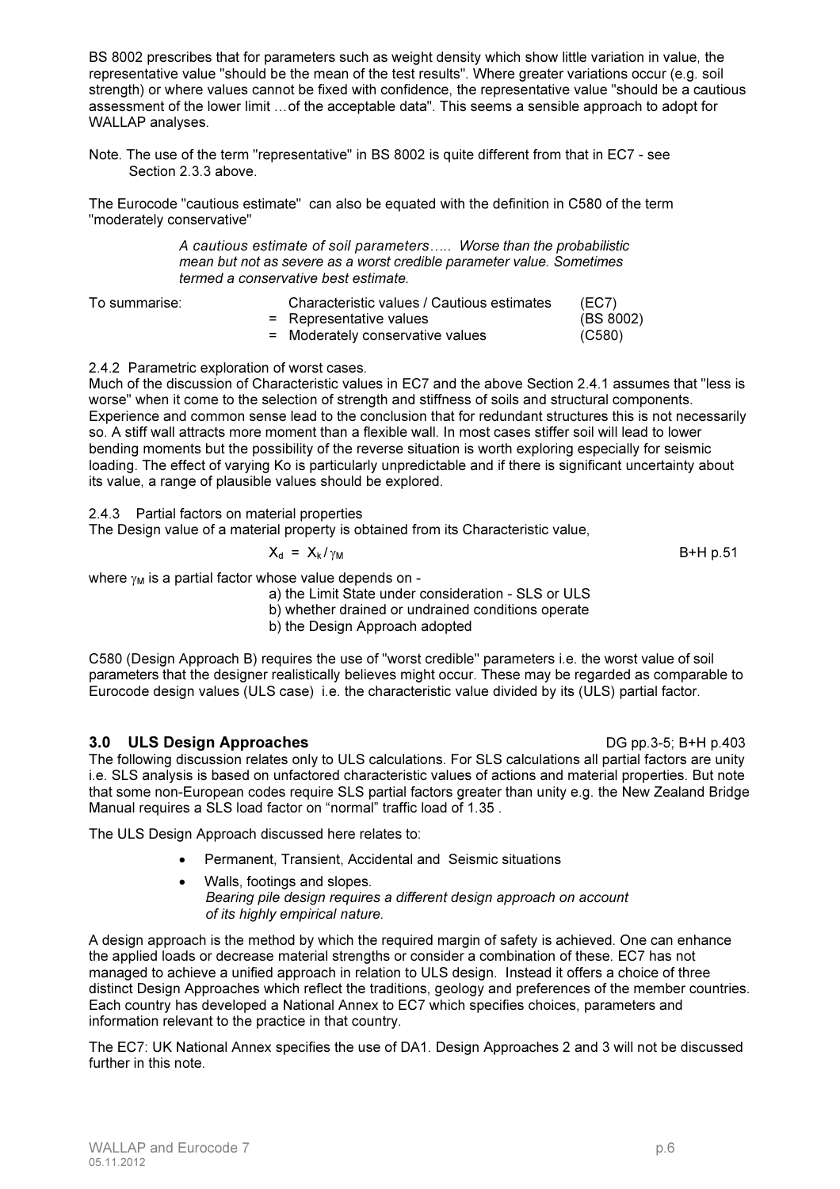BS 8002 prescribes that for parameters such as weight density which show little variation in value, the representative value "should be the mean of the test results". Where greater variations occur (e.g. soil strength) or where values cannot be fixed with confidence, the representative value "should be a cautious assessment of the lower limit …of the acceptable data". This seems a sensible approach to adopt for WALLAP analyses.

Note. The use of the term "representative" in BS 8002 is quite different from that in EC7 - see Section 2.3.3 above.

The Eurocode "cautious estimate" can also be equated with the definition in C580 of the term "moderately conservative"

> *A cautious estimate of soil parameters….. Worse than the probabilistic mean but not as severe as a worst credible parameter value. Sometimes termed a conservative best estimate.*

| To summarise: | | Characteristic values / Cautious estimates | (EC7) |
|---|---|---|---|
| | = | Representative values | (BS 8002) |
| | = | Moderately conservative values | (C580) |

2.4.2 Parametric exploration of worst cases.

Much of the discussion of Characteristic values in EC7 and the above Section 2.4.1 assumes that "less is worse" when it come to the selection of strength and stiffness of soils and structural components. Experience and common sense lead to the conclusion that for redundant structures this is not necessarily so. A stiff wall attracts more moment than a flexible wall. In most cases stiffer soil will lead to lower bending moments but the possibility of the reverse situation is worth exploring especially for seismic loading. The effect of varying Ko is particularly unpredictable and if there is significant uncertainty about its value, a range of plausible values should be explored.

2.4.3 Partial factors on material properties

The Design value of a material property is obtained from its Characteristic value,

$$X_d = X_k / \gamma_M \qquad \text{B+H p.51}$$

where $\gamma_M$ is a partial factor whose value depends on -

a) the Limit State under consideration - SLS or ULS
b) whether drained or undrained conditions operate
b) the Design Approach adopted

C580 (Design Approach B) requires the use of "worst credible" parameters i.e. the worst value of soil parameters that the designer realistically believes might occur. These may be regarded as comparable to Eurocode design values (ULS case) i.e. the characteristic value divided by its (ULS) partial factor.

## 3.0 ULS Design Approaches

DG pp.3-5; B+H p.403

The following discussion relates only to ULS calculations. For SLS calculations all partial factors are unity i.e. SLS analysis is based on unfactored characteristic values of actions and material properties. But note that some non-European codes require SLS partial factors greater than unity e.g. the New Zealand Bridge Manual requires a SLS load factor on "normal" traffic load of 1.35 .

The ULS Design Approach discussed here relates to:

- Permanent, Transient, Accidental and Seismic situations
- Walls, footings and slopes.
  *Bearing pile design requires a different design approach on account of its highly empirical nature.*

A design approach is the method by which the required margin of safety is achieved. One can enhance the applied loads or decrease material strengths or consider a combination of these. EC7 has not managed to achieve a unified approach in relation to ULS design. Instead it offers a choice of three distinct Design Approaches which reflect the traditions, geology and preferences of the member countries. Each country has developed a National Annex to EC7 which specifies choices, parameters and information relevant to the practice in that country.

The EC7: UK National Annex specifies the use of DA1. Design Approaches 2 and 3 will not be discussed further in this note.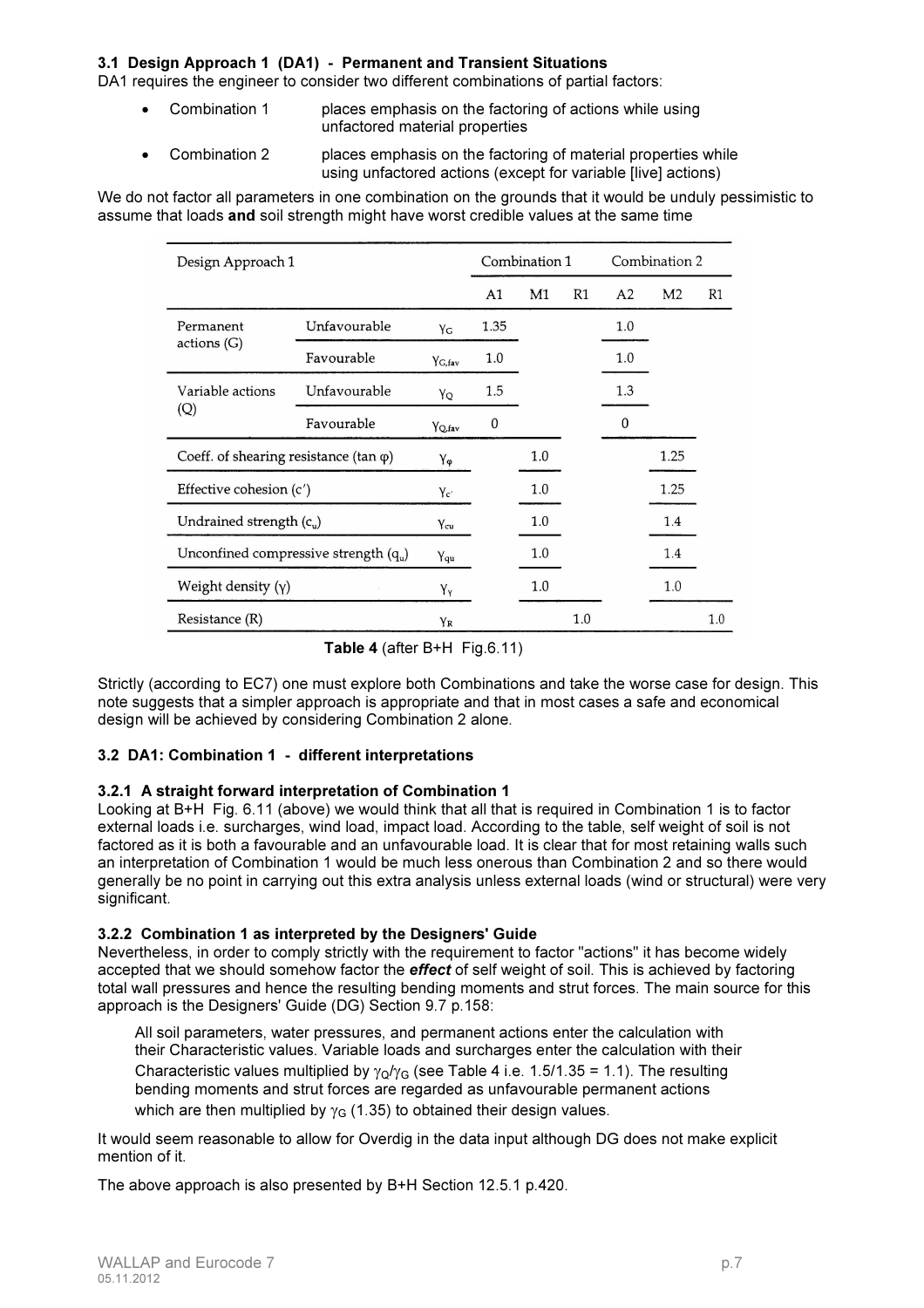### 3.1 Design Approach 1 (DA1) - Permanent and Transient Situations

DA1 requires the engineer to consider two different combinations of partial factors:

- Combination 1 places emphasis on the factoring of actions while using unfactored material properties
- Combination 2 places emphasis on the factoring of material properties while using unfactored actions (except for variable [live] actions)

We do not factor all parameters in one combination on the grounds that it would be unduly pessimistic to assume that loads **and** soil strength might have worst credible values at the same time

| Design Approach 1 | | | Combination 1 | | | Combination 2 | | |
|---|---|---|---|---|---|---|---|---|
| | | | A1 | M1 | R1 | A2 | M2 | R1 |
| Permanent actions (G) | Unfavourable | $\gamma_G$ | 1.35 | | | 1.0 | | |
| | Favourable | $\gamma_{G,fav}$ | 1.0 | | | 1.0 | | |
| Variable actions (Q) | Unfavourable | $\gamma_Q$ | 1.5 | | | 1.3 | | |
| | Favourable | $\gamma_{Q,fav}$ | 0 | | | 0 | | |
| Coeff. of shearing resistance (tan φ) | | $\gamma_\varphi$ | | 1.0 | | | 1.25 | |
| Effective cohesion (c′) | | $\gamma_{c'}$ | | 1.0 | | | 1.25 | |
| Undrained strength ($c_u$) | | $\gamma_{cu}$ | | 1.0 | | | 1.4 | |
| Unconfined compressive strength ($q_u$) | | $\gamma_{qu}$ | | 1.0 | | | 1.4 | |
| Weight density (γ) | | $\gamma_\gamma$ | | 1.0 | | | 1.0 | |
| Resistance (R) | | $\gamma_R$ | | | 1.0 | | | 1.0 |

**Table 4** (after B+H Fig.6.11)

Strictly (according to EC7) one must explore both Combinations and take the worse case for design. This note suggests that a simpler approach is appropriate and that in most cases a safe and economical design will be achieved by considering Combination 2 alone.

### 3.2 DA1: Combination 1 - different interpretations

#### 3.2.1 A straight forward interpretation of Combination 1

Looking at B+H Fig. 6.11 (above) we would think that all that is required in Combination 1 is to factor external loads i.e. surcharges, wind load, impact load. According to the table, self weight of soil is not factored as it is both a favourable and an unfavourable load. It is clear that for most retaining walls such an interpretation of Combination 1 would be much less onerous than Combination 2 and so there would generally be no point in carrying out this extra analysis unless external loads (wind or structural) were very significant.

#### 3.2.2 Combination 1 as interpreted by the Designers' Guide

Nevertheless, in order to comply strictly with the requirement to factor "actions" it has become widely accepted that we should somehow factor the ***effect*** of self weight of soil. This is achieved by factoring total wall pressures and hence the resulting bending moments and strut forces. The main source for this approach is the Designers' Guide (DG) Section 9.7 p.158:

> All soil parameters, water pressures, and permanent actions enter the calculation with their Characteristic values. Variable loads and surcharges enter the calculation with their Characteristic values multiplied by $\gamma_Q/\gamma_G$ (see Table 4 i.e. 1.5/1.35 = 1.1). The resulting bending moments and strut forces are regarded as unfavourable permanent actions which are then multiplied by $\gamma_G$ (1.35) to obtained their design values.

It would seem reasonable to allow for Overdig in the data input although DG does not make explicit mention of it.

The above approach is also presented by B+H Section 12.5.1 p.420.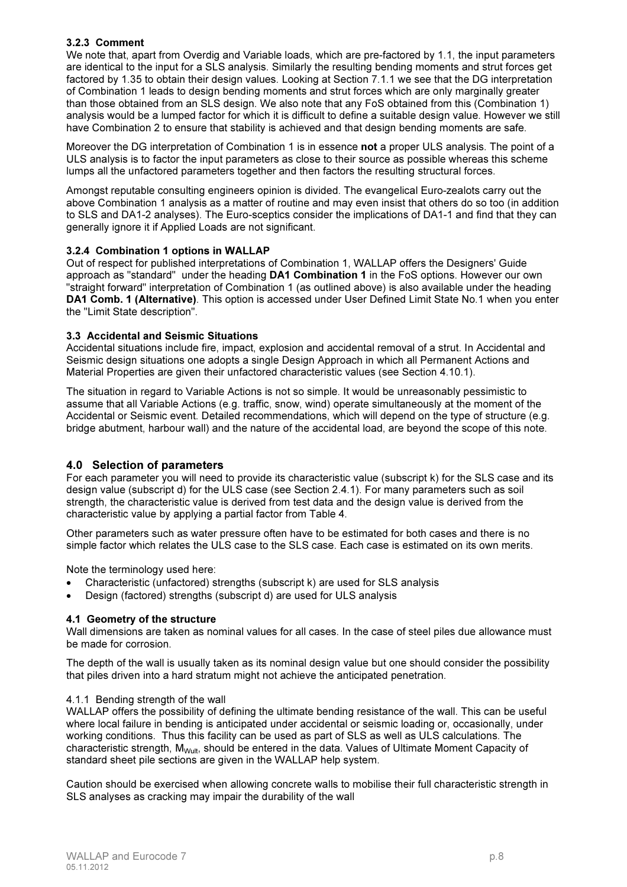### 3.2.3 Comment

We note that, apart from Overdig and Variable loads, which are pre-factored by 1.1, the input parameters are identical to the input for a SLS analysis. Similarly the resulting bending moments and strut forces get factored by 1.35 to obtain their design values. Looking at Section 7.1.1 we see that the DG interpretation of Combination 1 leads to design bending moments and strut forces which are only marginally greater than those obtained from an SLS design. We also note that any FoS obtained from this (Combination 1) analysis would be a lumped factor for which it is difficult to define a suitable design value. However we still have Combination 2 to ensure that stability is achieved and that design bending moments are safe.

Moreover the DG interpretation of Combination 1 is in essence **not** a proper ULS analysis. The point of a ULS analysis is to factor the input parameters as close to their source as possible whereas this scheme lumps all the unfactored parameters together and then factors the resulting structural forces.

Amongst reputable consulting engineers opinion is divided. The evangelical Euro-zealots carry out the above Combination 1 analysis as a matter of routine and may even insist that others do so too (in addition to SLS and DA1-2 analyses). The Euro-sceptics consider the implications of DA1-1 and find that they can generally ignore it if Applied Loads are not significant.

### 3.2.4 Combination 1 options in WALLAP

Out of respect for published interpretations of Combination 1, WALLAP offers the Designers' Guide approach as "standard" under the heading **DA1 Combination 1** in the FoS options. However our own "straight forward" interpretation of Combination 1 (as outlined above) is also available under the heading **DA1 Comb. 1 (Alternative)**. This option is accessed under User Defined Limit State No.1 when you enter the "Limit State description".

### 3.3 Accidental and Seismic Situations

Accidental situations include fire, impact, explosion and accidental removal of a strut. In Accidental and Seismic design situations one adopts a single Design Approach in which all Permanent Actions and Material Properties are given their unfactored characteristic values (see Section 4.10.1).

The situation in regard to Variable Actions is not so simple. It would be unreasonably pessimistic to assume that all Variable Actions (e.g. traffic, snow, wind) operate simultaneously at the moment of the Accidental or Seismic event. Detailed recommendations, which will depend on the type of structure (e.g. bridge abutment, harbour wall) and the nature of the accidental load, are beyond the scope of this note.

## 4.0 Selection of parameters

For each parameter you will need to provide its characteristic value (subscript k) for the SLS case and its design value (subscript d) for the ULS case (see Section 2.4.1). For many parameters such as soil strength, the characteristic value is derived from test data and the design value is derived from the characteristic value by applying a partial factor from Table 4.

Other parameters such as water pressure often have to be estimated for both cases and there is no simple factor which relates the ULS case to the SLS case. Each case is estimated on its own merits.

Note the terminology used here:

- Characteristic (unfactored) strengths (subscript k) are used for SLS analysis
- Design (factored) strengths (subscript d) are used for ULS analysis

### 4.1 Geometry of the structure

Wall dimensions are taken as nominal values for all cases. In the case of steel piles due allowance must be made for corrosion.

The depth of the wall is usually taken as its nominal design value but one should consider the possibility that piles driven into a hard stratum might not achieve the anticipated penetration.

#### 4.1.1 Bending strength of the wall

WALLAP offers the possibility of defining the ultimate bending resistance of the wall. This can be useful where local failure in bending is anticipated under accidental or seismic loading or, occasionally, under working conditions. Thus this facility can be used as part of SLS as well as ULS calculations. The characteristic strength, $M_{Wult}$, should be entered in the data. Values of Ultimate Moment Capacity of standard sheet pile sections are given in the WALLAP help system.

Caution should be exercised when allowing concrete walls to mobilise their full characteristic strength in SLS analyses as cracking may impair the durability of the wall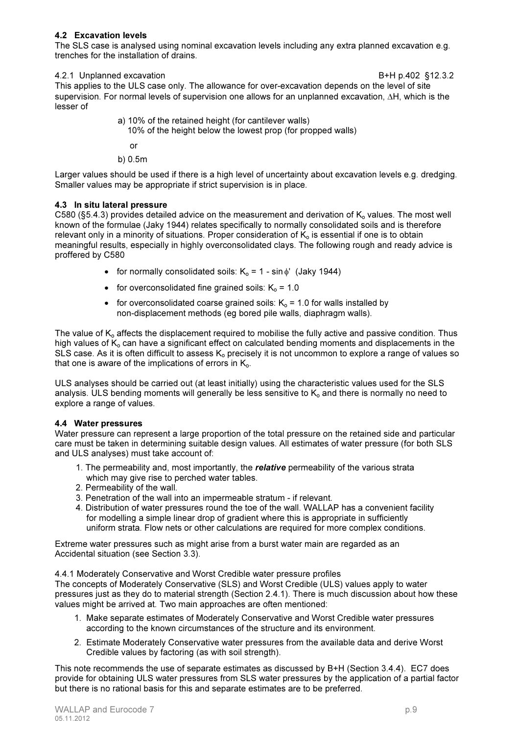### 4.2 Excavation levels

The SLS case is analysed using nominal excavation levels including any extra planned excavation e.g. trenches for the installation of drains.

4.2.1 Unplanned excavation B+H p.402 §12.3.2

This applies to the ULS case only. The allowance for over-excavation depends on the level of site supervision. For normal levels of supervision one allows for an unplanned excavation, $\Delta H$, which is the lesser of

a) 10% of the retained height (for cantilever walls)
10% of the height below the lowest prop (for propped walls)

or

b) 0.5m

Larger values should be used if there is a high level of uncertainty about excavation levels e.g. dredging. Smaller values may be appropriate if strict supervision is in place.

### 4.3 In situ lateral pressure

C580 (§5.4.3) provides detailed advice on the measurement and derivation of $K_o$ values. The most well known of the formulae (Jaky 1944) relates specifically to normally consolidated soils and is therefore relevant only in a minority of situations. Proper consideration of $K_o$ is essential if one is to obtain meaningful results, especially in highly overconsolidated clays. The following rough and ready advice is proffered by C580

- for normally consolidated soils: $K_o = 1 - \sin\phi'$ (Jaky 1944)
- for overconsolidated fine grained soils: $K_o = 1.0$
- for overconsolidated coarse grained soils: $K_o = 1.0$ for walls installed by non-displacement methods (eg bored pile walls, diaphragm walls).

The value of $K_o$ affects the displacement required to mobilise the fully active and passive condition. Thus high values of $K_o$ can have a significant effect on calculated bending moments and displacements in the SLS case. As it is often difficult to assess $K_o$ precisely it is not uncommon to explore a range of values so that one is aware of the implications of errors in $K_o$.

ULS analyses should be carried out (at least initially) using the characteristic values used for the SLS analysis. ULS bending moments will generally be less sensitive to $K_o$ and there is normally no need to explore a range of values.

### 4.4 Water pressures

Water pressure can represent a large proportion of the total pressure on the retained side and particular care must be taken in determining suitable design values. All estimates of water pressure (for both SLS and ULS analyses) must take account of:

1. The permeability and, most importantly, the ***relative*** permeability of the various strata which may give rise to perched water tables.
2. Permeability of the wall.
3. Penetration of the wall into an impermeable stratum - if relevant.
4. Distribution of water pressures round the toe of the wall. WALLAP has a convenient facility for modelling a simple linear drop of gradient where this is appropriate in sufficiently uniform strata. Flow nets or other calculations are required for more complex conditions.

Extreme water pressures such as might arise from a burst water main are regarded as an Accidental situation (see Section 3.3).

4.4.1 Moderately Conservative and Worst Credible water pressure profiles

The concepts of Moderately Conservative (SLS) and Worst Credible (ULS) values apply to water pressures just as they do to material strength (Section 2.4.1). There is much discussion about how these values might be arrived at. Two main approaches are often mentioned:

1. Make separate estimates of Moderately Conservative and Worst Credible water pressures according to the known circumstances of the structure and its environment.
2. Estimate Moderately Conservative water pressures from the available data and derive Worst Credible values by factoring (as with soil strength).

This note recommends the use of separate estimates as discussed by B+H (Section 3.4.4). EC7 does provide for obtaining ULS water pressures from SLS water pressures by the application of a partial factor but there is no rational basis for this and separate estimates are to be preferred.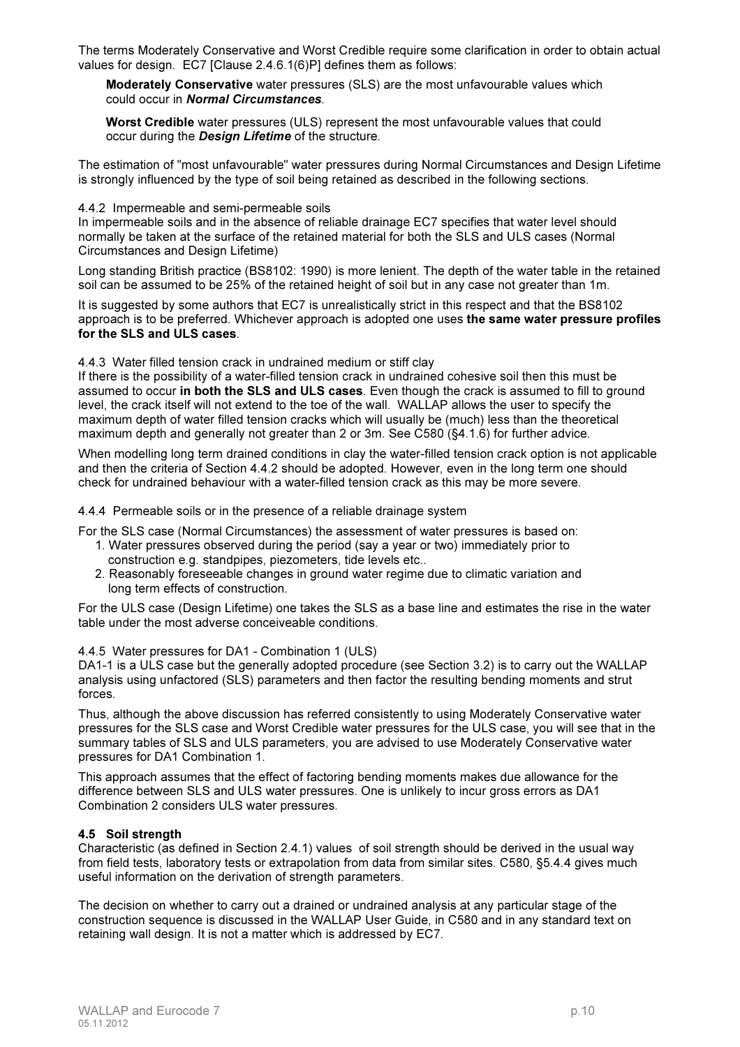The terms Moderately Conservative and Worst Credible require some clarification in order to obtain actual values for design. EC7 [Clause 2.4.6.1(6)P] defines them as follows:

> **Moderately Conservative** water pressures (SLS) are the most unfavourable values which could occur in ***Normal Circumstances***.
>
> **Worst Credible** water pressures (ULS) represent the most unfavourable values that could occur during the ***Design Lifetime*** of the structure.

The estimation of "most unfavourable" water pressures during Normal Circumstances and Design Lifetime is strongly influenced by the type of soil being retained as described in the following sections.

#### 4.4.2 Impermeable and semi-permeable soils

In impermeable soils and in the absence of reliable drainage EC7 specifies that water level should normally be taken at the surface of the retained material for both the SLS and ULS cases (Normal Circumstances and Design Lifetime)

Long standing British practice (BS8102: 1990) is more lenient. The depth of the water table in the retained soil can be assumed to be 25% of the retained height of soil but in any case not greater than 1m.

It is suggested by some authors that EC7 is unrealistically strict in this respect and that the BS8102 approach is to be preferred. Whichever approach is adopted one uses **the same water pressure profiles for the SLS and ULS cases**.

#### 4.4.3 Water filled tension crack in undrained medium or stiff clay

If there is the possibility of a water-filled tension crack in undrained cohesive soil then this must be assumed to occur **in both the SLS and ULS cases**. Even though the crack is assumed to fill to ground level, the crack itself will not extend to the toe of the wall. WALLAP allows the user to specify the maximum depth of water filled tension cracks which will usually be (much) less than the theoretical maximum depth and generally not greater than 2 or 3m. See C580 (§4.1.6) for further advice.

When modelling long term drained conditions in clay the water-filled tension crack option is not applicable and then the criteria of Section 4.4.2 should be adopted. However, even in the long term one should check for undrained behaviour with a water-filled tension crack as this may be more severe.

#### 4.4.4 Permeable soils or in the presence of a reliable drainage system

For the SLS case (Normal Circumstances) the assessment of water pressures is based on:

1. Water pressures observed during the period (say a year or two) immediately prior to construction e.g. standpipes, piezometers, tide levels etc..
2. Reasonably foreseeable changes in ground water regime due to climatic variation and long term effects of construction.

For the ULS case (Design Lifetime) one takes the SLS as a base line and estimates the rise in the water table under the most adverse conceiveable conditions.

#### 4.4.5 Water pressures for DA1 - Combination 1 (ULS)

DA1-1 is a ULS case but the generally adopted procedure (see Section 3.2) is to carry out the WALLAP analysis using unfactored (SLS) parameters and then factor the resulting bending moments and strut forces.

Thus, although the above discussion has referred consistently to using Moderately Conservative water pressures for the SLS case and Worst Credible water pressures for the ULS case, you will see that in the summary tables of SLS and ULS parameters, you are advised to use Moderately Conservative water pressures for DA1 Combination 1.

This approach assumes that the effect of factoring bending moments makes due allowance for the difference between SLS and ULS water pressures. One is unlikely to incur gross errors as DA1 Combination 2 considers ULS water pressures.

### 4.5 Soil strength

Characteristic (as defined in Section 2.4.1) values of soil strength should be derived in the usual way from field tests, laboratory tests or extrapolation from data from similar sites. C580, §5.4.4 gives much useful information on the derivation of strength parameters.

The decision on whether to carry out a drained or undrained analysis at any particular stage of the construction sequence is discussed in the WALLAP User Guide, in C580 and in any standard text on retaining wall design. It is not a matter which is addressed by EC7.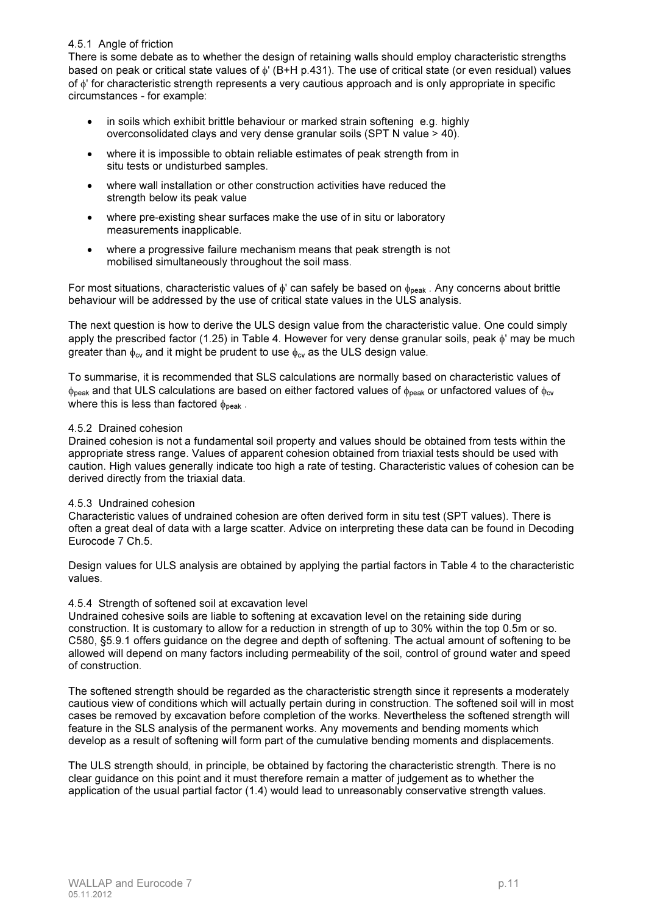### 4.5.1 Angle of friction

There is some debate as to whether the design of retaining walls should employ characteristic strengths based on peak or critical state values of $\phi'$ (B+H p.431). The use of critical state (or even residual) values of $\phi'$ for characteristic strength represents a very cautious approach and is only appropriate in specific circumstances - for example:

- in soils which exhibit brittle behaviour or marked strain softening e.g. highly overconsolidated clays and very dense granular soils (SPT N value > 40).
- where it is impossible to obtain reliable estimates of peak strength from in situ tests or undisturbed samples.
- where wall installation or other construction activities have reduced the strength below its peak value
- where pre-existing shear surfaces make the use of in situ or laboratory measurements inapplicable.
- where a progressive failure mechanism means that peak strength is not mobilised simultaneously throughout the soil mass.

For most situations, characteristic values of $\phi'$ can safely be based on $\phi_{peak}$ . Any concerns about brittle behaviour will be addressed by the use of critical state values in the ULS analysis.

The next question is how to derive the ULS design value from the characteristic value. One could simply apply the prescribed factor (1.25) in Table 4. However for very dense granular soils, peak $\phi'$ may be much greater than $\phi_{cv}$ and it might be prudent to use $\phi_{cv}$ as the ULS design value.

To summarise, it is recommended that SLS calculations are normally based on characteristic values of $\phi_{peak}$ and that ULS calculations are based on either factored values of $\phi_{peak}$ or unfactored values of $\phi_{cv}$ where this is less than factored $\phi_{peak}$ .

### 4.5.2 Drained cohesion

Drained cohesion is not a fundamental soil property and values should be obtained from tests within the appropriate stress range. Values of apparent cohesion obtained from triaxial tests should be used with caution. High values generally indicate too high a rate of testing. Characteristic values of cohesion can be derived directly from the triaxial data.

### 4.5.3 Undrained cohesion

Characteristic values of undrained cohesion are often derived form in situ test (SPT values). There is often a great deal of data with a large scatter. Advice on interpreting these data can be found in Decoding Eurocode 7 Ch.5.

Design values for ULS analysis are obtained by applying the partial factors in Table 4 to the characteristic values.

### 4.5.4 Strength of softened soil at excavation level

Undrained cohesive soils are liable to softening at excavation level on the retaining side during construction. It is customary to allow for a reduction in strength of up to 30% within the top 0.5m or so. C580, §5.9.1 offers guidance on the degree and depth of softening. The actual amount of softening to be allowed will depend on many factors including permeability of the soil, control of ground water and speed of construction.

The softened strength should be regarded as the characteristic strength since it represents a moderately cautious view of conditions which will actually pertain during in construction. The softened soil will in most cases be removed by excavation before completion of the works. Nevertheless the softened strength will feature in the SLS analysis of the permanent works. Any movements and bending moments which develop as a result of softening will form part of the cumulative bending moments and displacements.

The ULS strength should, in principle, be obtained by factoring the characteristic strength. There is no clear guidance on this point and it must therefore remain a matter of judgement as to whether the application of the usual partial factor (1.4) would lead to unreasonably conservative strength values.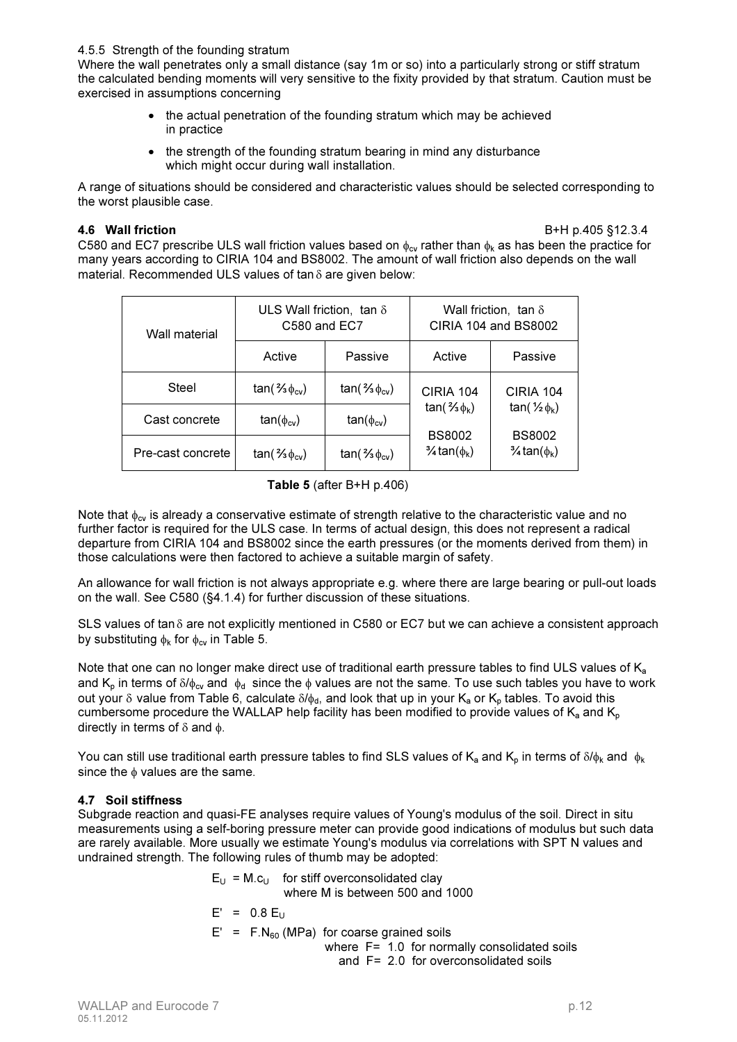4.5.5 Strength of the founding stratum

Where the wall penetrates only a small distance (say 1m or so) into a particularly strong or stiff stratum the calculated bending moments will very sensitive to the fixity provided by that stratum. Caution must be exercised in assumptions concerning

- the actual penetration of the founding stratum which may be achieved in practice
- the strength of the founding stratum bearing in mind any disturbance which might occur during wall installation.

A range of situations should be considered and characteristic values should be selected corresponding to the worst plausible case.

**4.6 Wall friction** B+H p.405 §12.3.4

C580 and EC7 prescribe ULS wall friction values based on $\phi_{cv}$ rather than $\phi_k$ as has been the practice for many years according to CIRIA 104 and BS8002. The amount of wall friction also depends on the wall material. Recommended ULS values of $\tan\delta$ are given below:

| Wall material | ULS Wall friction, $\tan\delta$ C580 and EC7 | | Wall friction, $\tan\delta$ CIRIA 104 and BS8002 | |
|---|---|---|---|---|
| | Active | Passive | Active | Passive |
| Steel | $\tan(⅔\phi_{cv})$ | $\tan(⅔\phi_{cv})$ | CIRIA 104 $\tan(⅔\phi_k)$ BS8002 $¾\tan(\phi_k)$ | CIRIA 104 $\tan(½\phi_k)$ BS8002 $¾\tan(\phi_k)$ |
| Cast concrete | $\tan(\phi_{cv})$ | $\tan(\phi_{cv})$ | | |
| Pre-cast concrete | $\tan(⅔\phi_{cv})$ | $\tan(⅔\phi_{cv})$ | | |

**Table 5** (after B+H p.406)

Note that $\phi_{cv}$ is already a conservative estimate of strength relative to the characteristic value and no further factor is required for the ULS case. In terms of actual design, this does not represent a radical departure from CIRIA 104 and BS8002 since the earth pressures (or the moments derived from them) in those calculations were then factored to achieve a suitable margin of safety.

An allowance for wall friction is not always appropriate e.g. where there are large bearing or pull-out loads on the wall. See C580 (§4.1.4) for further discussion of these situations.

SLS values of $\tan\delta$ are not explicitly mentioned in C580 or EC7 but we can achieve a consistent approach by substituting $\phi_k$ for $\phi_{cv}$ in Table 5.

Note that one can no longer make direct use of traditional earth pressure tables to find ULS values of $K_a$ and $K_p$ in terms of $\delta/\phi_{cv}$ and $\phi_d$ since the $\phi$ values are not the same. To use such tables you have to work out your $\delta$ value from Table 6, calculate $\delta/\phi_d$, and look that up in your $K_a$ or $K_p$ tables. To avoid this cumbersome procedure the WALLAP help facility has been modified to provide values of $K_a$ and $K_p$ directly in terms of $\delta$ and $\phi$.

You can still use traditional earth pressure tables to find SLS values of $K_a$ and $K_p$ in terms of $\delta/\phi_k$ and $\phi_k$ since the $\phi$ values are the same.

**4.7 Soil stiffness**

Subgrade reaction and quasi-FE analyses require values of Young's modulus of the soil. Direct in situ measurements using a self-boring pressure meter can provide good indications of modulus but such data are rarely available. More usually we estimate Young's modulus via correlations with SPT N values and undrained strength. The following rules of thumb may be adopted:

$E_U = M.c_U$ for stiff overconsolidated clay where M is between 500 and 1000

$E' = 0.8\,E_U$

$E' = F.N_{60}$ (MPa) for coarse grained soils where F = 1.0 for normally consolidated soils and F = 2.0 for overconsolidated soils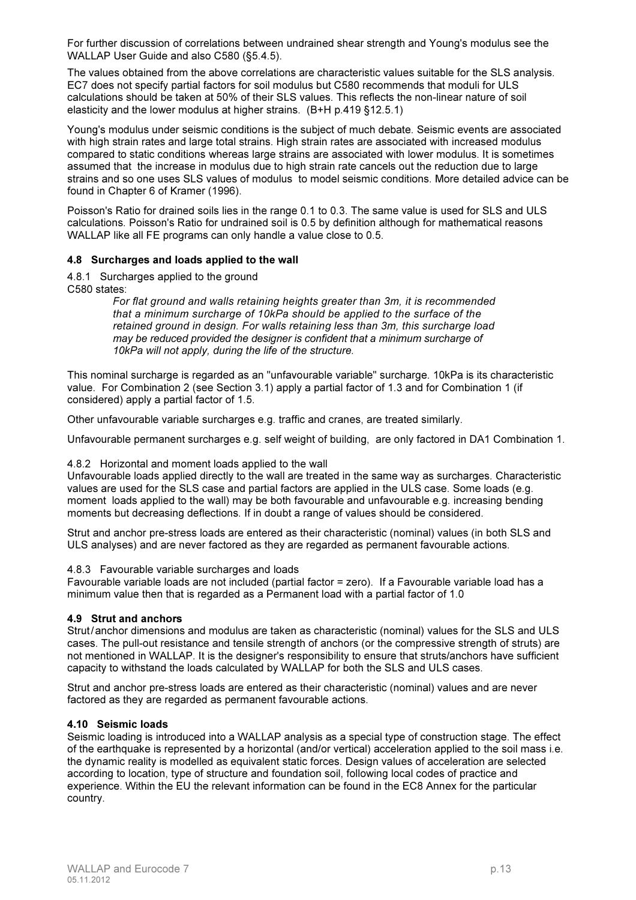For further discussion of correlations between undrained shear strength and Young's modulus see the WALLAP User Guide and also C580 (§5.4.5).

The values obtained from the above correlations are characteristic values suitable for the SLS analysis. EC7 does not specify partial factors for soil modulus but C580 recommends that moduli for ULS calculations should be taken at 50% of their SLS values. This reflects the non-linear nature of soil elasticity and the lower modulus at higher strains. (B+H p.419 §12.5.1)

Young's modulus under seismic conditions is the subject of much debate. Seismic events are associated with high strain rates and large total strains. High strain rates are associated with increased modulus compared to static conditions whereas large strains are associated with lower modulus. It is sometimes assumed that the increase in modulus due to high strain rate cancels out the reduction due to large strains and so one uses SLS values of modulus to model seismic conditions. More detailed advice can be found in Chapter 6 of Kramer (1996).

Poisson's Ratio for drained soils lies in the range 0.1 to 0.3. The same value is used for SLS and ULS calculations. Poisson's Ratio for undrained soil is 0.5 by definition although for mathematical reasons WALLAP like all FE programs can only handle a value close to 0.5.

### 4.8 Surcharges and loads applied to the wall

4.8.1 Surcharges applied to the ground

C580 states:

> *For flat ground and walls retaining heights greater than 3m, it is recommended that a minimum surcharge of 10kPa should be applied to the surface of the retained ground in design. For walls retaining less than 3m, this surcharge load may be reduced provided the designer is confident that a minimum surcharge of 10kPa will not apply, during the life of the structure.*

This nominal surcharge is regarded as an "unfavourable variable" surcharge. 10kPa is its characteristic value. For Combination 2 (see Section 3.1) apply a partial factor of 1.3 and for Combination 1 (if considered) apply a partial factor of 1.5.

Other unfavourable variable surcharges e.g. traffic and cranes, are treated similarly.

Unfavourable permanent surcharges e.g. self weight of building, are only factored in DA1 Combination 1.

4.8.2 Horizontal and moment loads applied to the wall

Unfavourable loads applied directly to the wall are treated in the same way as surcharges. Characteristic values are used for the SLS case and partial factors are applied in the ULS case. Some loads (e.g. moment loads applied to the wall) may be both favourable and unfavourable e.g. increasing bending moments but decreasing deflections. If in doubt a range of values should be considered.

Strut and anchor pre-stress loads are entered as their characteristic (nominal) values (in both SLS and ULS analyses) and are never factored as they are regarded as permanent favourable actions.

4.8.3 Favourable variable surcharges and loads

Favourable variable loads are not included (partial factor = zero). If a Favourable variable load has a minimum value then that is regarded as a Permanent load with a partial factor of 1.0

### 4.9 Strut and anchors

Strut/anchor dimensions and modulus are taken as characteristic (nominal) values for the SLS and ULS cases. The pull-out resistance and tensile strength of anchors (or the compressive strength of struts) are not mentioned in WALLAP. It is the designer's responsibility to ensure that struts/anchors have sufficient capacity to withstand the loads calculated by WALLAP for both the SLS and ULS cases.

Strut and anchor pre-stress loads are entered as their characteristic (nominal) values and are never factored as they are regarded as permanent favourable actions.

### 4.10 Seismic loads

Seismic loading is introduced into a WALLAP analysis as a special type of construction stage. The effect of the earthquake is represented by a horizontal (and/or vertical) acceleration applied to the soil mass i.e. the dynamic reality is modelled as equivalent static forces. Design values of acceleration are selected according to location, type of structure and foundation soil, following local codes of practice and experience. Within the EU the relevant information can be found in the EC8 Annex for the particular country.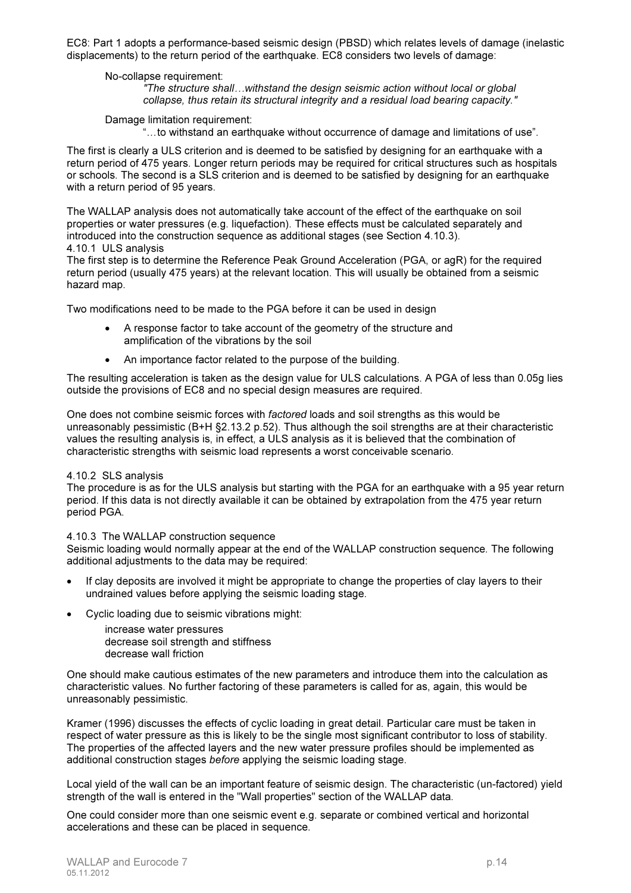EC8: Part 1 adopts a performance-based seismic design (PBSD) which relates levels of damage (inelastic displacements) to the return period of the earthquake. EC8 considers two levels of damage:

No-collapse requirement:

> *"The structure shall…withstand the design seismic action without local or global collapse, thus retain its structural integrity and a residual load bearing capacity."*

Damage limitation requirement:

> "…to withstand an earthquake without occurrence of damage and limitations of use".

The first is clearly a ULS criterion and is deemed to be satisfied by designing for an earthquake with a return period of 475 years. Longer return periods may be required for critical structures such as hospitals or schools. The second is a SLS criterion and is deemed to be satisfied by designing for an earthquake with a return period of 95 years.

The WALLAP analysis does not automatically take account of the effect of the earthquake on soil properties or water pressures (e.g. liquefaction). These effects must be calculated separately and introduced into the construction sequence as additional stages (see Section 4.10.3).

### 4.10.1 ULS analysis

The first step is to determine the Reference Peak Ground Acceleration (PGA, or agR) for the required return period (usually 475 years) at the relevant location. This will usually be obtained from a seismic hazard map.

Two modifications need to be made to the PGA before it can be used in design

- A response factor to take account of the geometry of the structure and amplification of the vibrations by the soil
- An importance factor related to the purpose of the building.

The resulting acceleration is taken as the design value for ULS calculations. A PGA of less than 0.05g lies outside the provisions of EC8 and no special design measures are required.

One does not combine seismic forces with *factored* loads and soil strengths as this would be unreasonably pessimistic (B+H §2.13.2 p.52). Thus although the soil strengths are at their characteristic values the resulting analysis is, in effect, a ULS analysis as it is believed that the combination of characteristic strengths with seismic load represents a worst conceivable scenario.

### 4.10.2 SLS analysis

The procedure is as for the ULS analysis but starting with the PGA for an earthquake with a 95 year return period. If this data is not directly available it can be obtained by extrapolation from the 475 year return period PGA.

### 4.10.3 The WALLAP construction sequence

Seismic loading would normally appear at the end of the WALLAP construction sequence. The following additional adjustments to the data may be required:

- If clay deposits are involved it might be appropriate to change the properties of clay layers to their undrained values before applying the seismic loading stage.
- Cyclic loading due to seismic vibrations might:

  increase water pressures
  decrease soil strength and stiffness
  decrease wall friction

One should make cautious estimates of the new parameters and introduce them into the calculation as characteristic values. No further factoring of these parameters is called for as, again, this would be unreasonably pessimistic.

Kramer (1996) discusses the effects of cyclic loading in great detail. Particular care must be taken in respect of water pressure as this is likely to be the single most significant contributor to loss of stability. The properties of the affected layers and the new water pressure profiles should be implemented as additional construction stages *before* applying the seismic loading stage.

Local yield of the wall can be an important feature of seismic design. The characteristic (un-factored) yield strength of the wall is entered in the "Wall properties" section of the WALLAP data.

One could consider more than one seismic event e.g. separate or combined vertical and horizontal accelerations and these can be placed in sequence.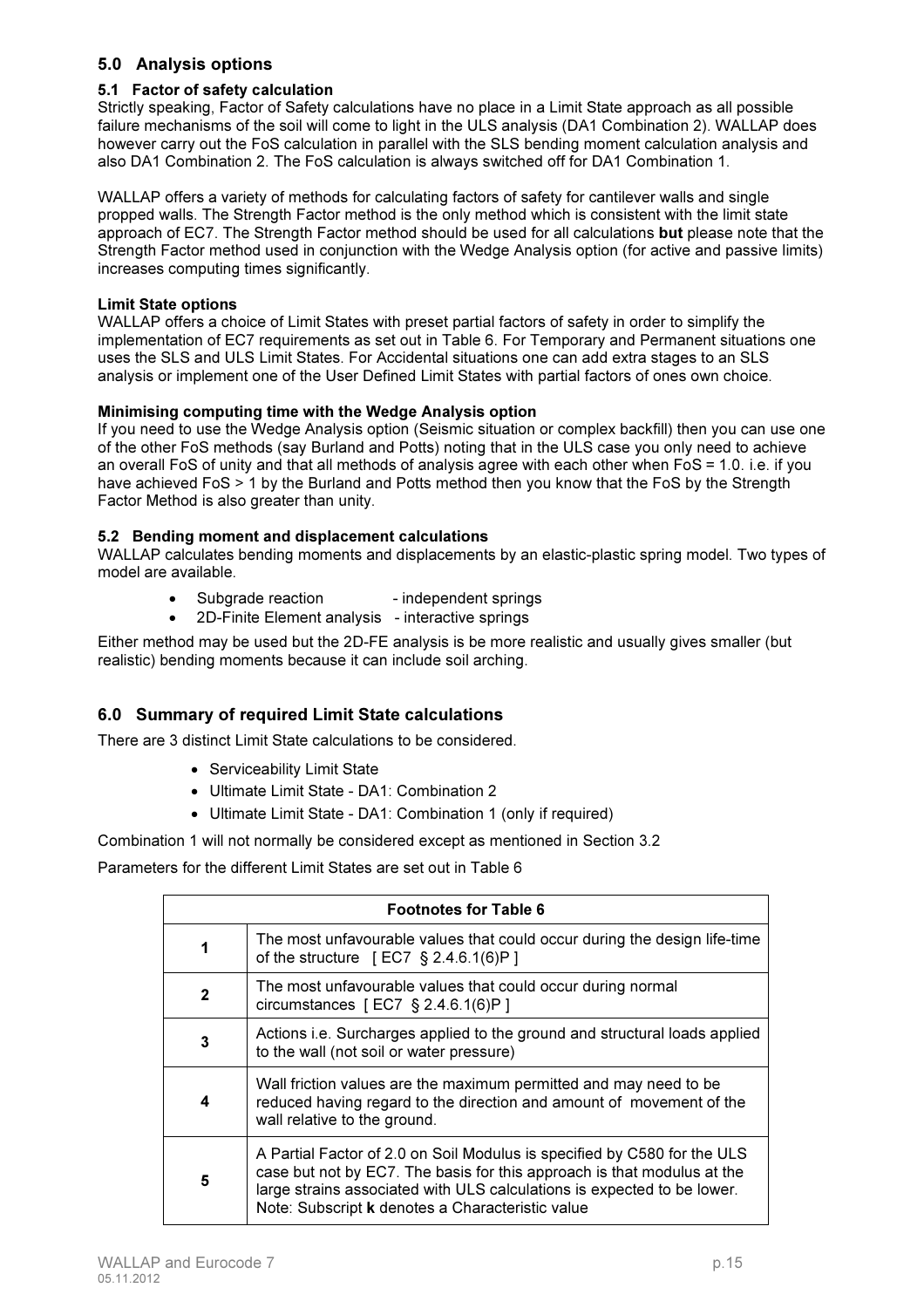## 5.0 Analysis options

### 5.1 Factor of safety calculation

Strictly speaking, Factor of Safety calculations have no place in a Limit State approach as all possible failure mechanisms of the soil will come to light in the ULS analysis (DA1 Combination 2). WALLAP does however carry out the FoS calculation in parallel with the SLS bending moment calculation analysis and also DA1 Combination 2. The FoS calculation is always switched off for DA1 Combination 1.

WALLAP offers a variety of methods for calculating factors of safety for cantilever walls and single propped walls. The Strength Factor method is the only method which is consistent with the limit state approach of EC7. The Strength Factor method should be used for all calculations **but** please note that the Strength Factor method used in conjunction with the Wedge Analysis option (for active and passive limits) increases computing times significantly.

**Limit State options**

WALLAP offers a choice of Limit States with preset partial factors of safety in order to simplify the implementation of EC7 requirements as set out in Table 6. For Temporary and Permanent situations one uses the SLS and ULS Limit States. For Accidental situations one can add extra stages to an SLS analysis or implement one of the User Defined Limit States with partial factors of ones own choice.

**Minimising computing time with the Wedge Analysis option**

If you need to use the Wedge Analysis option (Seismic situation or complex backfill) then you can use one of the other FoS methods (say Burland and Potts) noting that in the ULS case you only need to achieve an overall FoS of unity and that all methods of analysis agree with each other when FoS = 1.0. i.e. if you have achieved FoS > 1 by the Burland and Potts method then you know that the FoS by the Strength Factor Method is also greater than unity.

### 5.2 Bending moment and displacement calculations

WALLAP calculates bending moments and displacements by an elastic-plastic spring model. Two types of model are available.

- Subgrade reaction - independent springs
- 2D-Finite Element analysis - interactive springs

Either method may be used but the 2D-FE analysis is be more realistic and usually gives smaller (but realistic) bending moments because it can include soil arching.

## 6.0 Summary of required Limit State calculations

There are 3 distinct Limit State calculations to be considered.

- Serviceability Limit State
- Ultimate Limit State - DA1: Combination 2
- Ultimate Limit State - DA1: Combination 1 (only if required)

Combination 1 will not normally be considered except as mentioned in Section 3.2

Parameters for the different Limit States are set out in Table 6

| Footnotes for Table 6 | |
|---|---|
| 1 | The most unfavourable values that could occur during the design life-time of the structure [ EC7 § 2.4.6.1(6)P ] |
| 2 | The most unfavourable values that could occur during normal circumstances [ EC7 § 2.4.6.1(6)P ] |
| 3 | Actions i.e. Surcharges applied to the ground and structural loads applied to the wall (not soil or water pressure) |
| 4 | Wall friction values are the maximum permitted and may need to be reduced having regard to the direction and amount of movement of the wall relative to the ground. |
| 5 | A Partial Factor of 2.0 on Soil Modulus is specified by C580 for the ULS case but not by EC7. The basis for this approach is that modulus at the large strains associated with ULS calculations is expected to be lower. Note: Subscript **k** denotes a Characteristic value |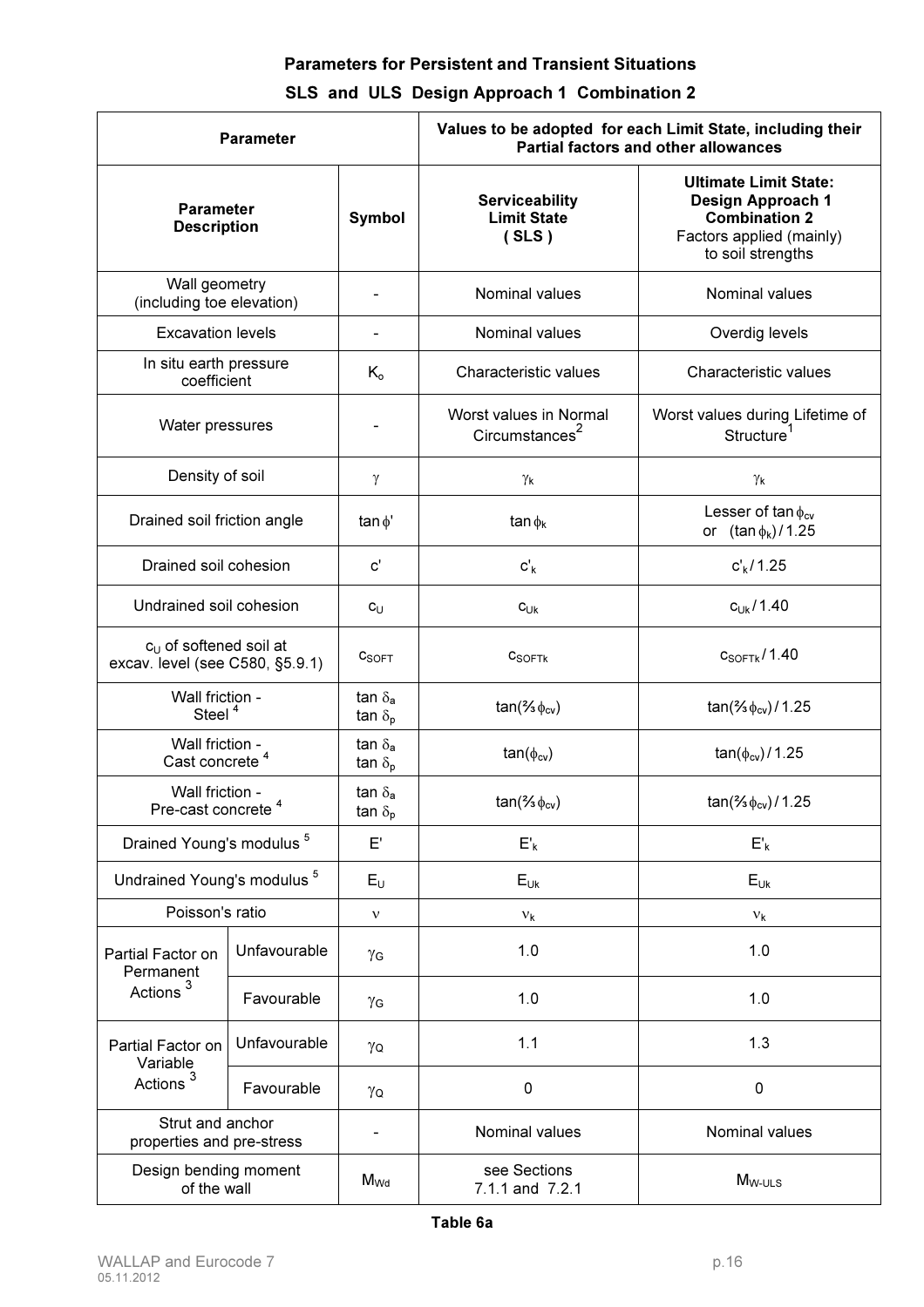## Parameters for Persistent and Transient Situations

## SLS and ULS Design Approach 1 Combination 2

| Parameter | | | Values to be adopted for each Limit State, including their Partial factors and other allowances | |
|---|---|---|---|---|
| **Parameter Description** | | **Symbol** | **Serviceability Limit State (SLS)** | **Ultimate Limit State: Design Approach 1 Combination 2** Factors applied (mainly) to soil strengths |
| Wall geometry (including toe elevation) | | - | Nominal values | Nominal values |
| Excavation levels | | - | Nominal values | Overdig levels |
| In situ earth pressure coefficient | | $K_o$ | Characteristic values | Characteristic values |
| Water pressures | | - | Worst values in Normal Circumstances[2] | Worst values during Lifetime of Structure[1] |
| Density of soil | | $\gamma$ | $\gamma_k$ | $\gamma_k$ |
| Drained soil friction angle | | $\tan\phi'$ | $\tan\phi_k$ | Lesser of $\tan\phi_{cv}$ or $(\tan\phi_k)/1.25$ |
| Drained soil cohesion | | $c'$ | $c'_k$ | $c'_k/1.25$ |
| Undrained soil cohesion | | $c_U$ | $c_{Uk}$ | $c_{Uk}/1.40$ |
| $c_U$ of softened soil at excav. level (see C580, §5.9.1) | | $c_{SOFT}$ | $c_{SOFTk}$ | $c_{SOFTk}/1.40$ |
| Wall friction - Steel[4] | | $\tan\delta_a$ $\tan\delta_p$ | $\tan(⅔\phi_{cv})$ | $\tan(⅔\phi_{cv})/1.25$ |
| Wall friction - Cast concrete[4] | | $\tan\delta_a$ $\tan\delta_p$ | $\tan(\phi_{cv})$ | $\tan(\phi_{cv})/1.25$ |
| Wall friction - Pre-cast concrete[4] | | $\tan\delta_a$ $\tan\delta_p$ | $\tan(⅔\phi_{cv})$ | $\tan(⅔\phi_{cv})/1.25$ |
| Drained Young's modulus[5] | | $E'$ | $E'_k$ | $E'_k$ |
| Undrained Young's modulus[5] | | $E_U$ | $E_{Uk}$ | $E_{Uk}$ |
| Poisson's ratio | | $\nu$ | $\nu_k$ | $\nu_k$ |
| Partial Factor on Permanent Actions[3] | Unfavourable | $\gamma_G$ | 1.0 | 1.0 |
| | Favourable | $\gamma_G$ | 1.0 | 1.0 |
| Partial Factor on Variable Actions[3] | Unfavourable | $\gamma_Q$ | 1.1 | 1.3 |
| | Favourable | $\gamma_Q$ | 0 | 0 |
| Strut and anchor properties and pre-stress | | - | Nominal values | Nominal values |
| Design bending moment of the wall | | $M_{Wd}$ | see Sections 7.1.1 and 7.2.1 | $M_{W\text{-}ULS}$ |

**Table 6a**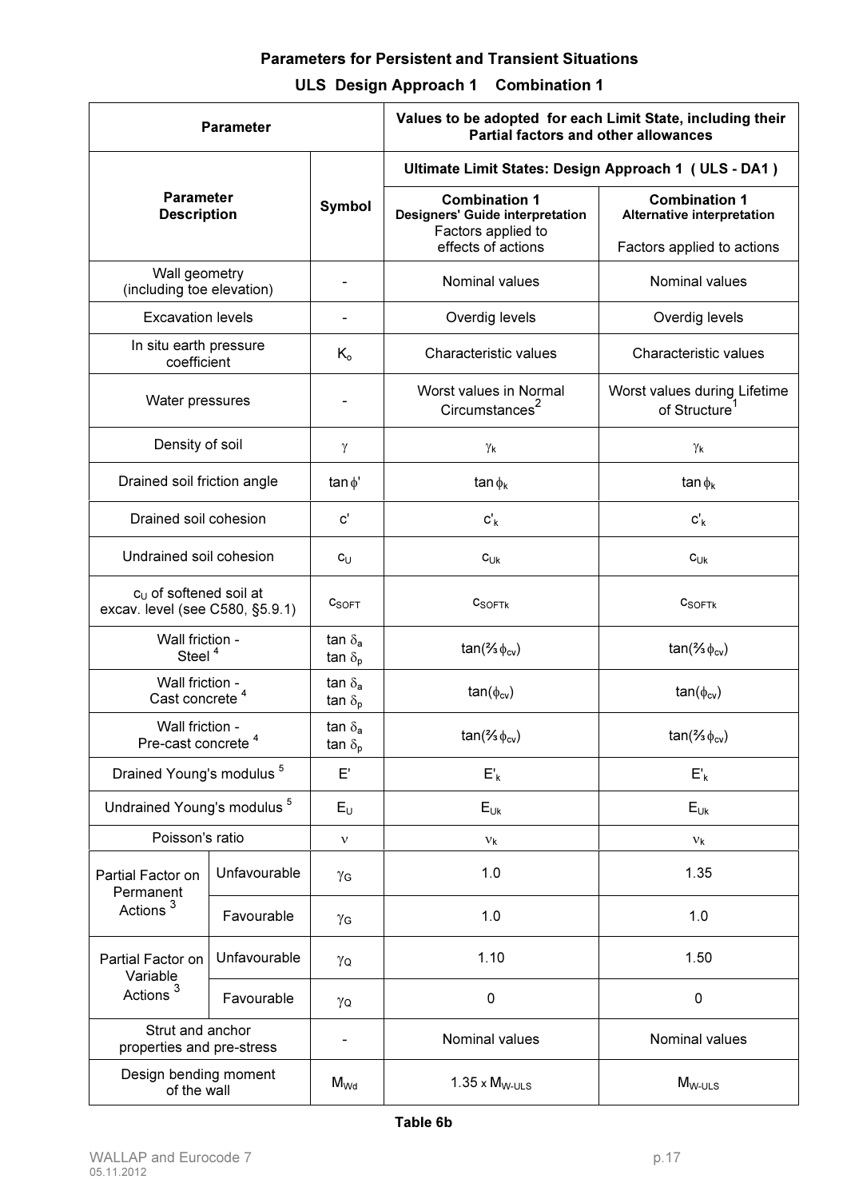## Parameters for Persistent and Transient Situations

### ULS Design Approach 1 Combination 1

| Parameter | | | Values to be adopted for each Limit State, including their Partial factors and other allowances | |
|---|---|---|---|---|
| | | | **Ultimate Limit States: Design Approach 1 ( ULS - DA1 )** | |
| **Parameter Description** | | **Symbol** | **Combination 1** **Designers' Guide interpretation** Factors applied to effects of actions | **Combination 1** **Alternative interpretation** Factors applied to actions |
| Wall geometry (including toe elevation) | | - | Nominal values | Nominal values |
| Excavation levels | | - | Overdig levels | Overdig levels |
| In situ earth pressure coefficient | | $K_o$ | Characteristic values | Characteristic values |
| Water pressures | | - | Worst values in Normal Circumstances[2] | Worst values during Lifetime of Structure[1] |
| Density of soil | | $\gamma$ | $\gamma_k$ | $\gamma_k$ |
| Drained soil friction angle | | $\tan\phi'$ | $\tan\phi_k$ | $\tan\phi_k$ |
| Drained soil cohesion | | $c'$ | $c'_k$ | $c'_k$ |
| Undrained soil cohesion | | $c_U$ | $c_{Uk}$ | $c_{Uk}$ |
| $c_U$ of softened soil at excav. level (see C580, §5.9.1) | | $c_{SOFT}$ | $c_{SOFTk}$ | $c_{SOFTk}$ |
| Wall friction - Steel[4] | | $\tan\delta_a$ $\tan\delta_p$ | $\tan(⅔\phi_{cv})$ | $\tan(⅔\phi_{cv})$ |
| Wall friction - Cast concrete[4] | | $\tan\delta_a$ $\tan\delta_p$ | $\tan(\phi_{cv})$ | $\tan(\phi_{cv})$ |
| Wall friction - Pre-cast concrete[4] | | $\tan\delta_a$ $\tan\delta_p$ | $\tan(⅔\phi_{cv})$ | $\tan(⅔\phi_{cv})$ |
| Drained Young's modulus[5] | | $E'$ | $E'_k$ | $E'_k$ |
| Undrained Young's modulus[5] | | $E_U$ | $E_{Uk}$ | $E_{Uk}$ |
| Poisson's ratio | | $\nu$ | $\nu_k$ | $\nu_k$ |
| Partial Factor on Permanent Actions[3] | Unfavourable | $\gamma_G$ | 1.0 | 1.35 |
| | Favourable | $\gamma_G$ | 1.0 | 1.0 |
| Partial Factor on Variable Actions[3] | Unfavourable | $\gamma_Q$ | 1.10 | 1.50 |
| | Favourable | $\gamma_Q$ | 0 | 0 |
| Strut and anchor properties and pre-stress | | - | Nominal values | Nominal values |
| Design bending moment of the wall | | $M_{Wd}$ | $1.35 \times M_{W\text{-}ULS}$ | $M_{W\text{-}ULS}$ |

**Table 6b**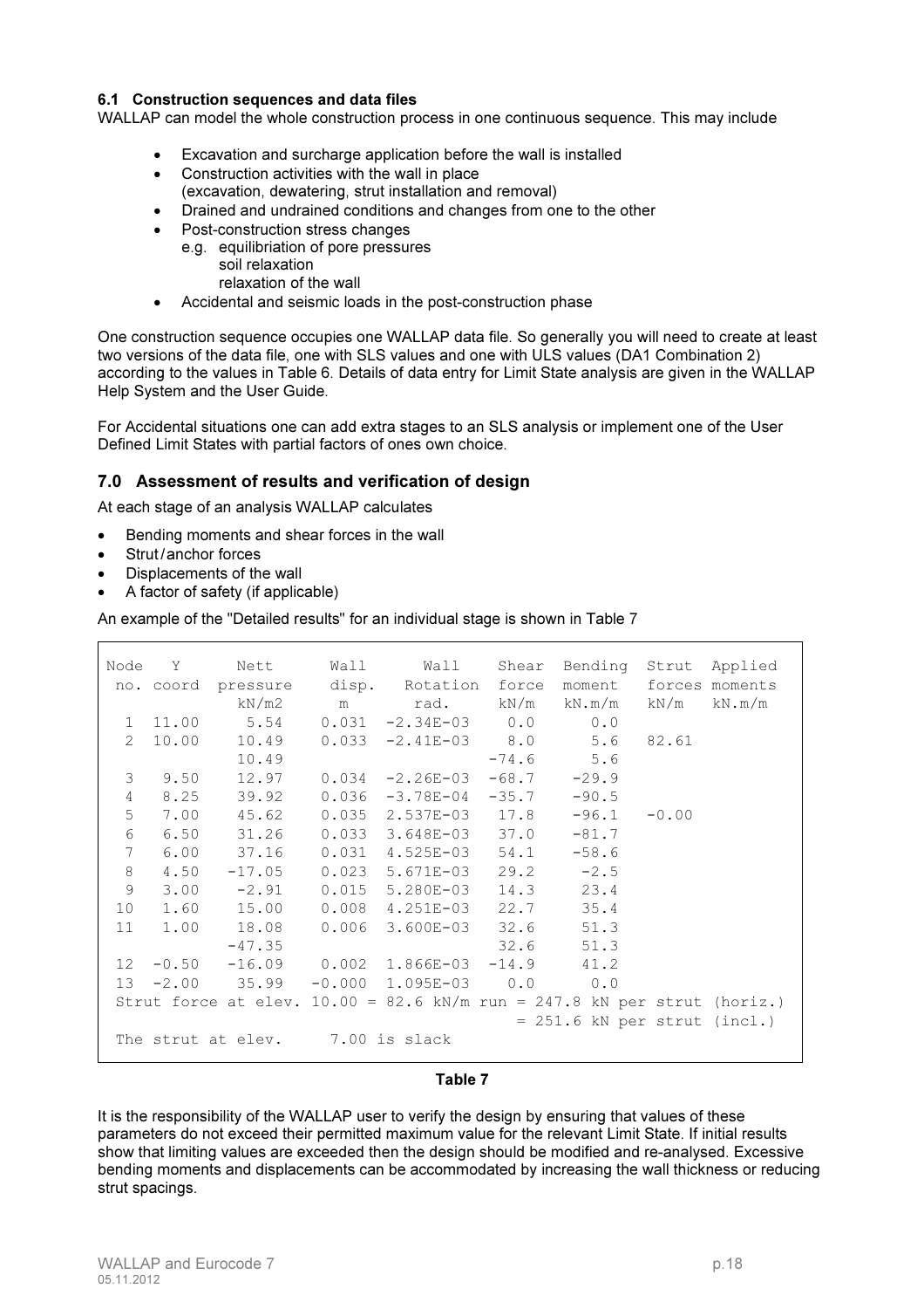### 6.1 Construction sequences and data files

WALLAP can model the whole construction process in one continuous sequence. This may include

- Excavation and surcharge application before the wall is installed
- Construction activities with the wall in place
  (excavation, dewatering, strut installation and removal)
- Drained and undrained conditions and changes from one to the other
- Post-construction stress changes
  e.g. equilibriation of pore pressures
  soil relaxation
  relaxation of the wall
- Accidental and seismic loads in the post-construction phase

One construction sequence occupies one WALLAP data file. So generally you will need to create at least two versions of the data file, one with SLS values and one with ULS values (DA1 Combination 2) according to the values in Table 6. Details of data entry for Limit State analysis are given in the WALLAP Help System and the User Guide.

For Accidental situations one can add extra stages to an SLS analysis or implement one of the User Defined Limit States with partial factors of ones own choice.

## 7.0 Assessment of results and verification of design

At each stage of an analysis WALLAP calculates

- Bending moments and shear forces in the wall
- Strut / anchor forces
- Displacements of the wall
- A factor of safety (if applicable)

An example of the "Detailed results" for an individual stage is shown in Table 7

```
Node   Y      Nett      Wall      Wall     Shear  Bending  Strut  Applied
 no. coord  pressure    disp.   Rotation   force  moment   forces moments
              kN/m2      m        rad.      kN/m   kN.m/m   kN/m   kN.m/m
  1  11.00     5.54    0.031  -2.34E-03    0.0      0.0
  2  10.00    10.49    0.033  -2.41E-03    8.0      5.6    82.61
              10.49                      -74.6      5.6
  3   9.50    12.97    0.034  -2.26E-03  -68.7    -29.9
  4   8.25    39.92    0.036  -3.78E-04  -35.7    -90.5
  5   7.00    45.62    0.035  2.537E-03   17.8    -96.1   -0.00
  6   6.50    31.26    0.033  3.648E-03   37.0    -81.7
  7   6.00    37.16    0.031  4.525E-03   54.1    -58.6
  8   4.50   -17.05    0.023  5.671E-03   29.2     -2.5
  9   3.00    -2.91    0.015  5.280E-03   14.3     23.4
 10   1.60    15.00    0.008  4.251E-03   22.7     35.4
 11   1.00    18.08    0.006  3.600E-03   32.6     51.3
             -47.35                       32.6     51.3
 12  -0.50   -16.09    0.002  1.866E-03  -14.9     41.2
 13  -2.00    35.99   -0.000  1.095E-03    0.0      0.0
 Strut force at elev. 10.00 = 82.6 kN/m run = 247.8 kN per strut (horiz.)
                                          = 251.6 kN per strut (incl.)
 The strut at elev.     7.00 is slack
```

**Table 7**

It is the responsibility of the WALLAP user to verify the design by ensuring that values of these parameters do not exceed their permitted maximum value for the relevant Limit State. If initial results show that limiting values are exceeded then the design should be modified and re-analysed. Excessive bending moments and displacements can be accommodated by increasing the wall thickness or reducing strut spacings.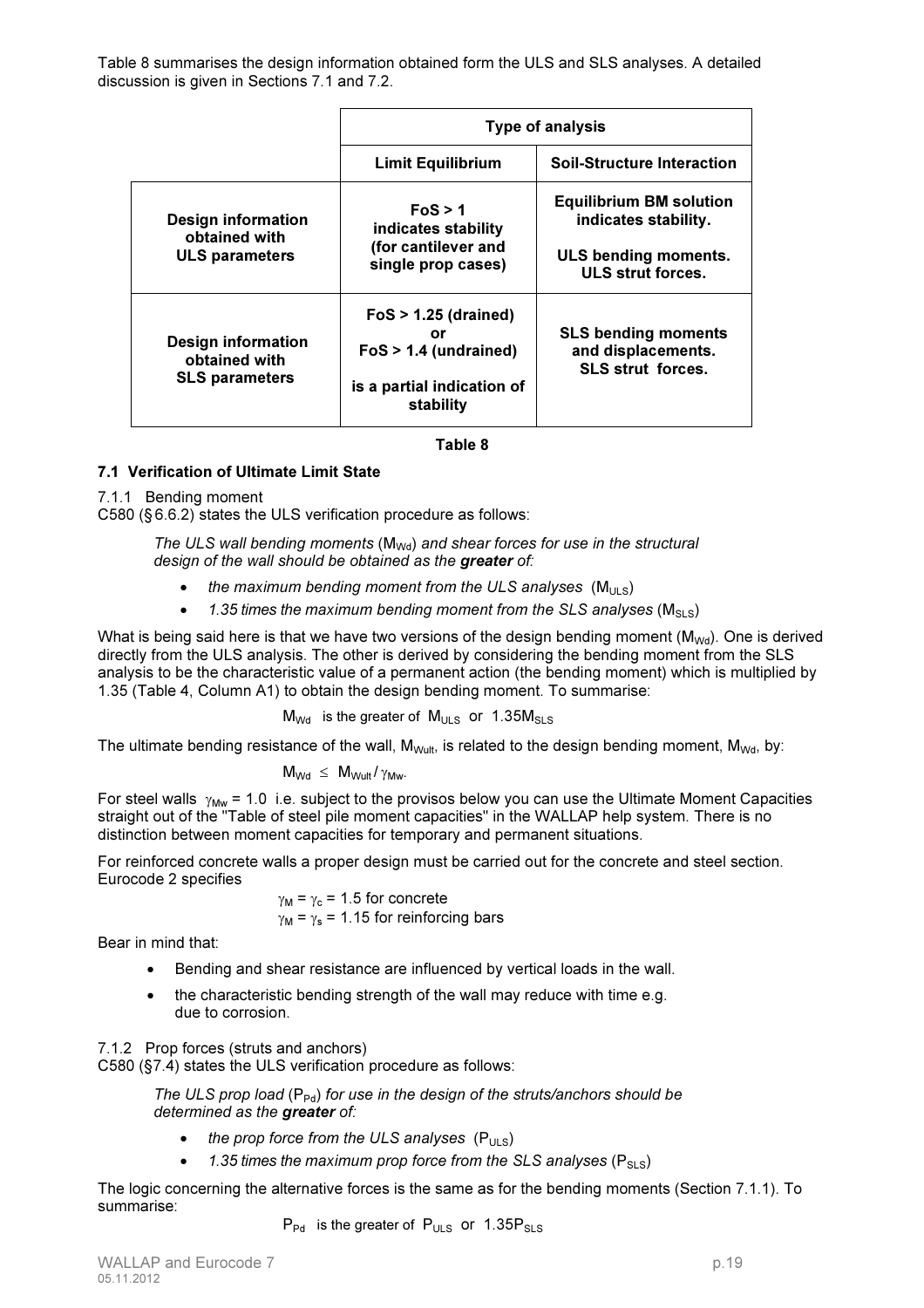Table 8 summarises the design information obtained form the ULS and SLS analyses. A detailed discussion is given in Sections 7.1 and 7.2.

| | Type of analysis | |
|---|---|---|
| | **Limit Equilibrium** | **Soil-Structure Interaction** |
| **Design information obtained with ULS parameters** | **FoS > 1 indicates stability (for cantilever and single prop cases)** | **Equilibrium BM solution indicates stability.**<br><br>**ULS bending moments. ULS strut forces.** |
| **Design information obtained with SLS parameters** | **FoS > 1.25 (drained) or FoS > 1.4 (undrained)**<br><br>**is a partial indication of stability** | **SLS bending moments and displacements. SLS strut forces.** |

**Table 8**

### 7.1 Verification of Ultimate Limit State

7.1.1 Bending moment

C580 (§6.6.2) states the ULS verification procedure as follows:

> *The ULS wall bending moments* ($M_{Wd}$) *and shear forces for use in the structural design of the wall should be obtained as the* ***greater*** *of:*
>
> - *the maximum bending moment from the ULS analyses* ($M_{ULS}$)
> - *1.35 times the maximum bending moment from the SLS analyses* ($M_{SLS}$)

What is being said here is that we have two versions of the design bending moment ($M_{Wd}$). One is derived directly from the ULS analysis. The other is derived by considering the bending moment from the SLS analysis to be the characteristic value of a permanent action (the bending moment) which is multiplied by 1.35 (Table 4, Column A1) to obtain the design bending moment. To summarise:

$M_{Wd}$ is the greater of $M_{ULS}$ or $1.35M_{SLS}$

The ultimate bending resistance of the wall, $M_{Wult}$, is related to the design bending moment, $M_{Wd}$, by:

$M_{Wd} \le M_{Wult} / \gamma_{Mw}$.

For steel walls $\gamma_{Mw} = 1.0$ i.e. subject to the provisos below you can use the Ultimate Moment Capacities straight out of the "Table of steel pile moment capacities" in the WALLAP help system. There is no distinction between moment capacities for temporary and permanent situations.

For reinforced concrete walls a proper design must be carried out for the concrete and steel section. Eurocode 2 specifies

$\gamma_M = \gamma_c = 1.5$ for concrete
$\gamma_M = \gamma_s = 1.15$ for reinforcing bars

Bear in mind that:

- Bending and shear resistance are influenced by vertical loads in the wall.
- the characteristic bending strength of the wall may reduce with time e.g. due to corrosion.

7.1.2 Prop forces (struts and anchors)

C580 (§7.4) states the ULS verification procedure as follows:

> *The ULS prop load* ($P_{Pd}$) *for use in the design of the struts/anchors should be determined as the* ***greater*** *of:*
>
> - *the prop force from the ULS analyses* ($P_{ULS}$)
> - *1.35 times the maximum prop force from the SLS analyses* ($P_{SLS}$)

The logic concerning the alternative forces is the same as for the bending moments (Section 7.1.1). To summarise:

$P_{Pd}$ is the greater of $P_{ULS}$ or $1.35P_{SLS}$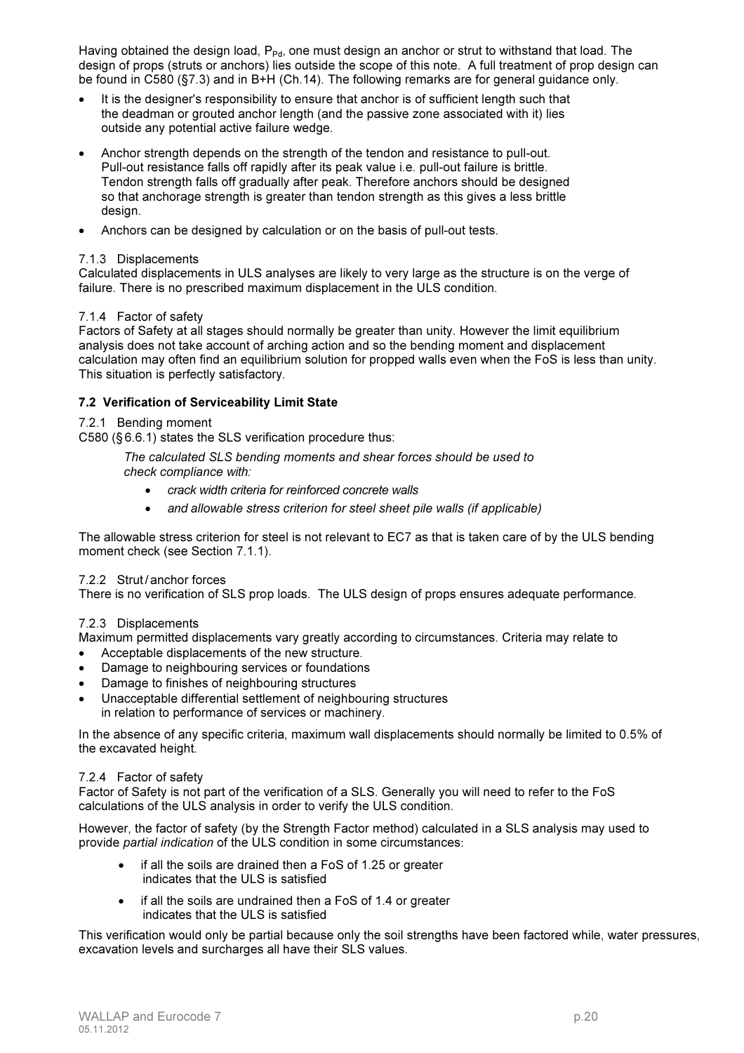Having obtained the design load, $P_{Pd}$, one must design an anchor or strut to withstand that load. The design of props (struts or anchors) lies outside the scope of this note. A full treatment of prop design can be found in C580 (§7.3) and in B+H (Ch.14). The following remarks are for general guidance only.

- It is the designer's responsibility to ensure that anchor is of sufficient length such that the deadman or grouted anchor length (and the passive zone associated with it) lies outside any potential active failure wedge.
- Anchor strength depends on the strength of the tendon and resistance to pull-out. Pull-out resistance falls off rapidly after its peak value i.e. pull-out failure is brittle. Tendon strength falls off gradually after peak. Therefore anchors should be designed so that anchorage strength is greater than tendon strength as this gives a less brittle design.
- Anchors can be designed by calculation or on the basis of pull-out tests.

#### 7.1.3 Displacements

Calculated displacements in ULS analyses are likely to very large as the structure is on the verge of failure. There is no prescribed maximum displacement in the ULS condition.

#### 7.1.4 Factor of safety

Factors of Safety at all stages should normally be greater than unity. However the limit equilibrium analysis does not take account of arching action and so the bending moment and displacement calculation may often find an equilibrium solution for propped walls even when the FoS is less than unity. This situation is perfectly satisfactory.

### 7.2 Verification of Serviceability Limit State

#### 7.2.1 Bending moment

C580 (§6.6.1) states the SLS verification procedure thus:

> *The calculated SLS bending moments and shear forces should be used to check compliance with:*
>
> - *crack width criteria for reinforced concrete walls*
> - *and allowable stress criterion for steel sheet pile walls (if applicable)*

The allowable stress criterion for steel is not relevant to EC7 as that is taken care of by the ULS bending moment check (see Section 7.1.1).

#### 7.2.2 Strut / anchor forces

There is no verification of SLS prop loads. The ULS design of props ensures adequate performance.

#### 7.2.3 Displacements

Maximum permitted displacements vary greatly according to circumstances. Criteria may relate to

- Acceptable displacements of the new structure.
- Damage to neighbouring services or foundations
- Damage to finishes of neighbouring structures
- Unacceptable differential settlement of neighbouring structures in relation to performance of services or machinery.

In the absence of any specific criteria, maximum wall displacements should normally be limited to 0.5% of the excavated height.

#### 7.2.4 Factor of safety

Factor of Safety is not part of the verification of a SLS. Generally you will need to refer to the FoS calculations of the ULS analysis in order to verify the ULS condition.

However, the factor of safety (by the Strength Factor method) calculated in a SLS analysis may used to provide *partial indication* of the ULS condition in some circumstances:

- if all the soils are drained then a FoS of 1.25 or greater indicates that the ULS is satisfied
- if all the soils are undrained then a FoS of 1.4 or greater indicates that the ULS is satisfied

This verification would only be partial because only the soil strengths have been factored while, water pressures, excavation levels and surcharges all have their SLS values.